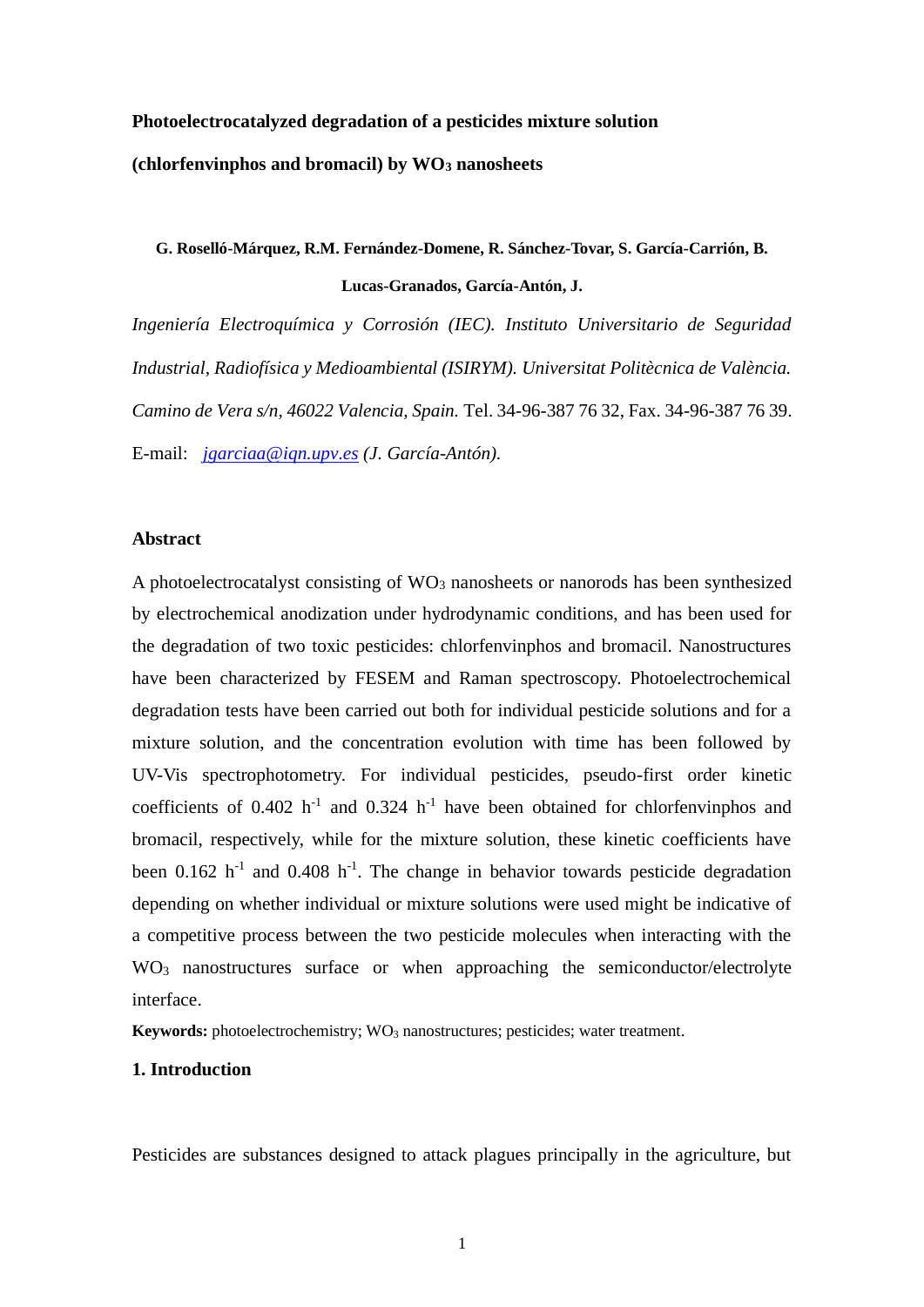# Photoelectrocatalyzed degradation of a pesticides mixture solution (chlorfenvinphos and bromacil) by $WO_3$ nanosheets

**G. Roselló-Márquez, R.M. Fernández-Domene, R. Sánchez-Tovar, S. García-Carrión, B. Lucas-Granados, García-Antón, J.**

*Ingeniería Electroquímica y Corrosión (IEC). Instituto Universitario de Seguridad Industrial, Radiofísica y Medioambiental (ISIRYM). Universitat Politècnica de València. Camino de Vera s/n, 46022 Valencia, Spain.* Tel. 34-96-387 76 32, Fax. 34-96-387 76 39.

E-mail: *jgarciaa@iqn.upv.es (J. García-Antón).*

## Abstract

A photoelectrocatalyst consisting of $WO_3$ nanosheets or nanorods has been synthesized by electrochemical anodization under hydrodynamic conditions, and has been used for the degradation of two toxic pesticides: chlorfenvinphos and bromacil. Nanostructures have been characterized by FESEM and Raman spectroscopy. Photoelectrochemical degradation tests have been carried out both for individual pesticide solutions and for a mixture solution, and the concentration evolution with time has been followed by UV-Vis spectrophotometry. For individual pesticides, pseudo-first order kinetic coefficients of 0.402 $h^{-1}$ and 0.324 $h^{-1}$ have been obtained for chlorfenvinphos and bromacil, respectively, while for the mixture solution, these kinetic coefficients have been 0.162 $h^{-1}$ and 0.408 $h^{-1}$. The change in behavior towards pesticide degradation depending on whether individual or mixture solutions were used might be indicative of a competitive process between the two pesticide molecules when interacting with the $WO_3$ nanostructures surface or when approaching the semiconductor/electrolyte interface.

**Keywords:** photoelectrochemistry; $WO_3$ nanostructures; pesticides; water treatment.

## 1. Introduction

Pesticides are substances designed to attack plagues principally in the agriculture, but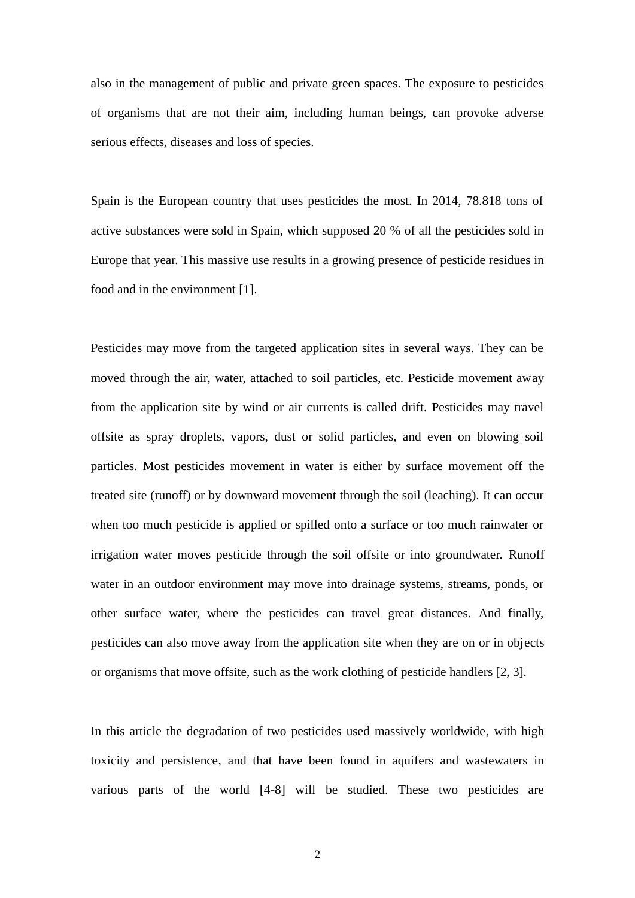also in the management of public and private green spaces. The exposure to pesticides of organisms that are not their aim, including human beings, can provoke adverse serious effects, diseases and loss of species.

Spain is the European country that uses pesticides the most. In 2014, 78.818 tons of active substances were sold in Spain, which supposed 20 % of all the pesticides sold in Europe that year. This massive use results in a growing presence of pesticide residues in food and in the environment [1].

Pesticides may move from the targeted application sites in several ways. They can be moved through the air, water, attached to soil particles, etc. Pesticide movement away from the application site by wind or air currents is called drift. Pesticides may travel offsite as spray droplets, vapors, dust or solid particles, and even on blowing soil particles. Most pesticides movement in water is either by surface movement off the treated site (runoff) or by downward movement through the soil (leaching). It can occur when too much pesticide is applied or spilled onto a surface or too much rainwater or irrigation water moves pesticide through the soil offsite or into groundwater. Runoff water in an outdoor environment may move into drainage systems, streams, ponds, or other surface water, where the pesticides can travel great distances. And finally, pesticides can also move away from the application site when they are on or in objects or organisms that move offsite, such as the work clothing of pesticide handlers [2, 3].

In this article the degradation of two pesticides used massively worldwide, with high toxicity and persistence, and that have been found in aquifers and wastewaters in various parts of the world [4-8] will be studied. These two pesticides are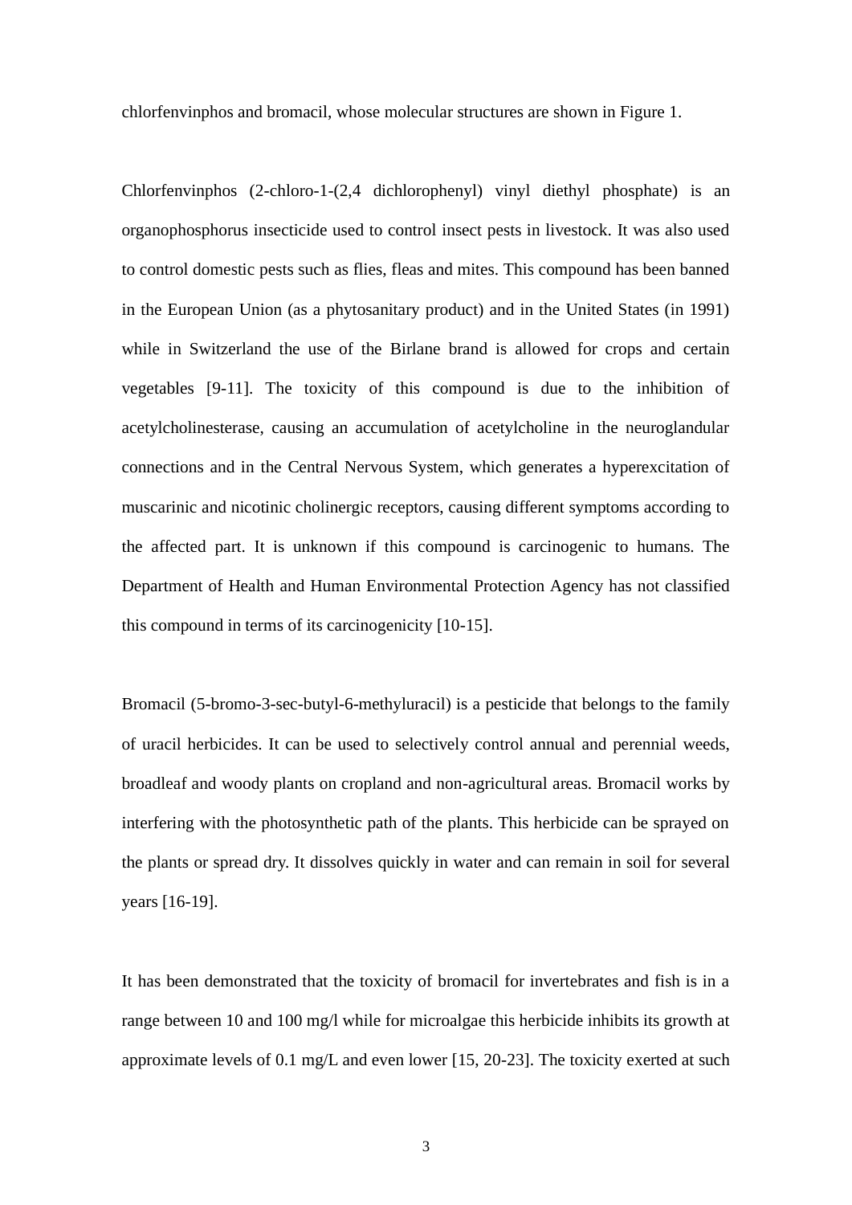chlorfenvinphos and bromacil, whose molecular structures are shown in Figure 1.

Chlorfenvinphos (2-chloro-1-(2,4 dichlorophenyl) vinyl diethyl phosphate) is an organophosphorus insecticide used to control insect pests in livestock. It was also used to control domestic pests such as flies, fleas and mites. This compound has been banned in the European Union (as a phytosanitary product) and in the United States (in 1991) while in Switzerland the use of the Birlane brand is allowed for crops and certain vegetables [9-11]. The toxicity of this compound is due to the inhibition of acetylcholinesterase, causing an accumulation of acetylcholine in the neuroglandular connections and in the Central Nervous System, which generates a hyperexcitation of muscarinic and nicotinic cholinergic receptors, causing different symptoms according to the affected part. It is unknown if this compound is carcinogenic to humans. The Department of Health and Human Environmental Protection Agency has not classified this compound in terms of its carcinogenicity [10-15].

Bromacil (5-bromo-3-sec-butyl-6-methyluracil) is a pesticide that belongs to the family of uracil herbicides. It can be used to selectively control annual and perennial weeds, broadleaf and woody plants on cropland and non-agricultural areas. Bromacil works by interfering with the photosynthetic path of the plants. This herbicide can be sprayed on the plants or spread dry. It dissolves quickly in water and can remain in soil for several years [16-19].

It has been demonstrated that the toxicity of bromacil for invertebrates and fish is in a range between 10 and 100 mg/l while for microalgae this herbicide inhibits its growth at approximate levels of 0.1 mg/L and even lower [15, 20-23]. The toxicity exerted at such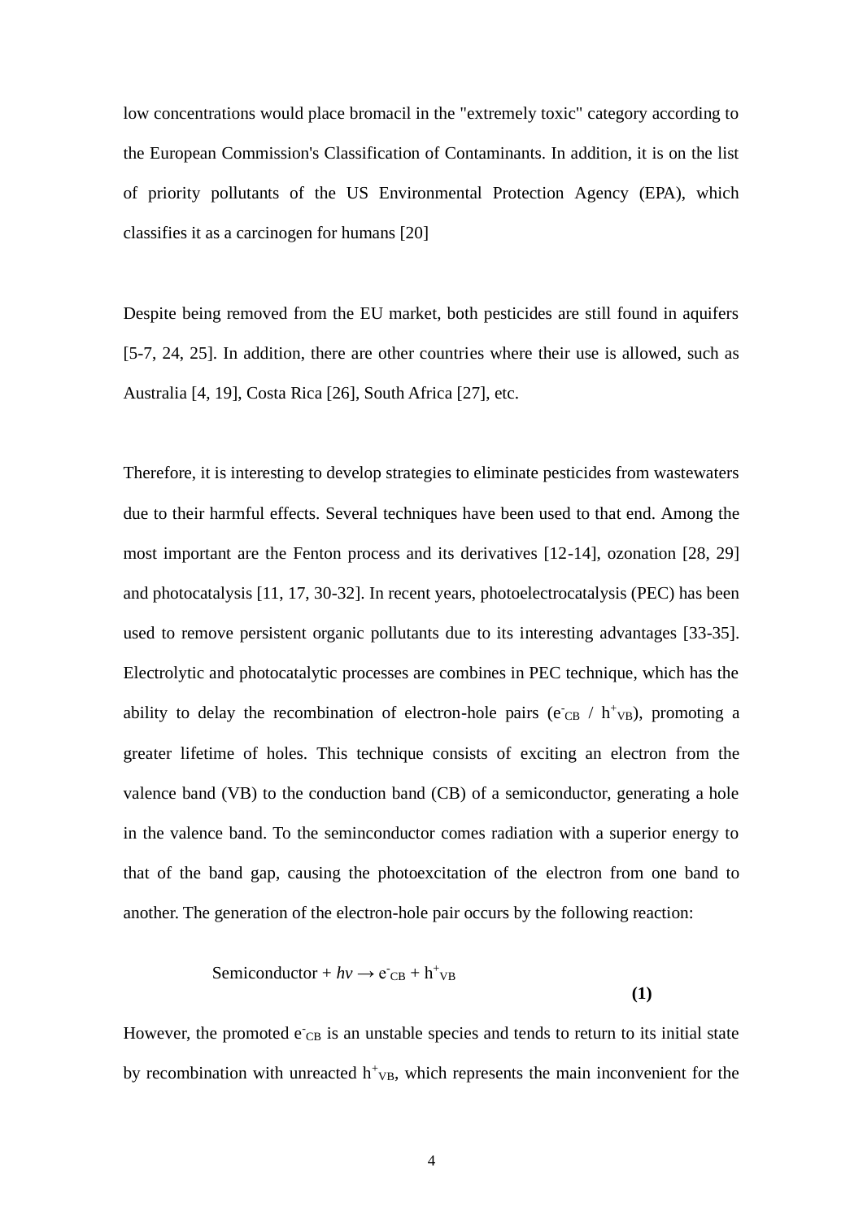low concentrations would place bromacil in the "extremely toxic" category according to the European Commission's Classification of Contaminants. In addition, it is on the list of priority pollutants of the US Environmental Protection Agency (EPA), which classifies it as a carcinogen for humans [20]

Despite being removed from the EU market, both pesticides are still found in aquifers [5-7, 24, 25]. In addition, there are other countries where their use is allowed, such as Australia [4, 19], Costa Rica [26], South Africa [27], etc.

Therefore, it is interesting to develop strategies to eliminate pesticides from wastewaters due to their harmful effects. Several techniques have been used to that end. Among the most important are the Fenton process and its derivatives [12-14], ozonation [28, 29] and photocatalysis [11, 17, 30-32]. In recent years, photoelectrocatalysis (PEC) has been used to remove persistent organic pollutants due to its interesting advantages [33-35]. Electrolytic and photocatalytic processes are combines in PEC technique, which has the ability to delay the recombination of electron-hole pairs ($e^-_{CB}$ / $h^+_{VB}$), promoting a greater lifetime of holes. This technique consists of exciting an electron from the valence band (VB) to the conduction band (CB) of a semiconductor, generating a hole in the valence band. To the seminconductor comes radiation with a superior energy to that of the band gap, causing the photoexcitation of the electron from one band to another. The generation of the electron-hole pair occurs by the following reaction:

$$\text{Semiconductor} + h\nu \rightarrow e^-_{CB} + h^+_{VB} \quad \textbf{(1)}$$

However, the promoted $e^-_{CB}$ is an unstable species and tends to return to its initial state by recombination with unreacted $h^+_{VB}$, which represents the main inconvenient for the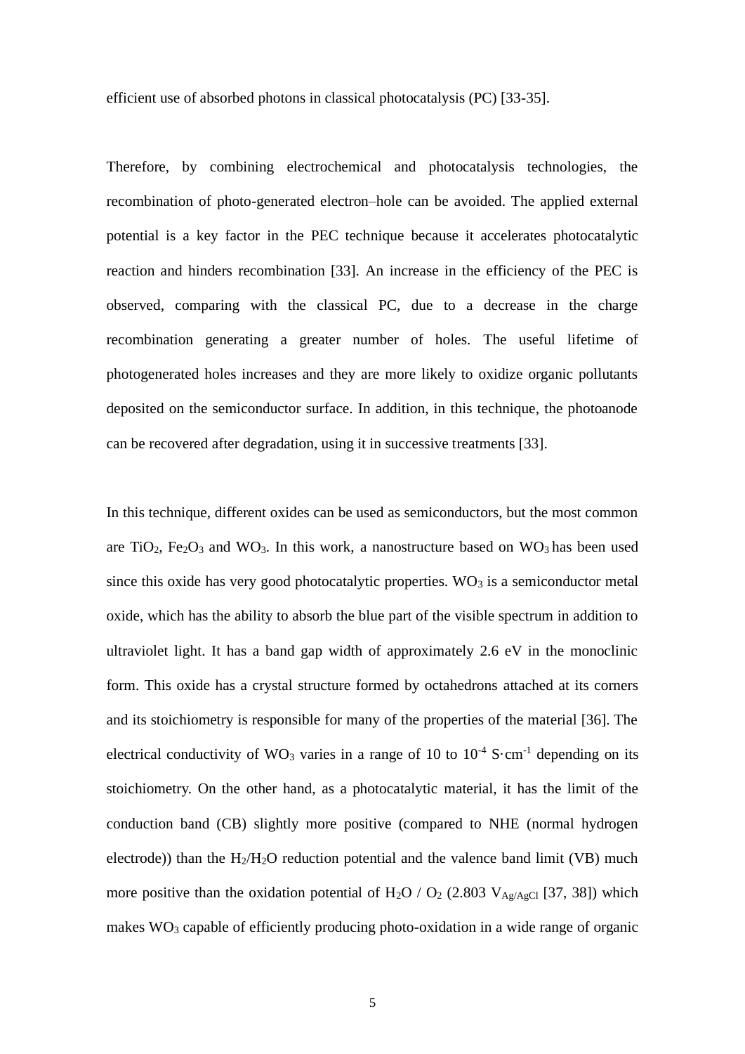efficient use of absorbed photons in classical photocatalysis (PC) [33-35].

Therefore, by combining electrochemical and photocatalysis technologies, the recombination of photo-generated electron–hole can be avoided. The applied external potential is a key factor in the PEC technique because it accelerates photocatalytic reaction and hinders recombination [33]. An increase in the efficiency of the PEC is observed, comparing with the classical PC, due to a decrease in the charge recombination generating a greater number of holes. The useful lifetime of photogenerated holes increases and they are more likely to oxidize organic pollutants deposited on the semiconductor surface. In addition, in this technique, the photoanode can be recovered after degradation, using it in successive treatments [33].

In this technique, different oxides can be used as semiconductors, but the most common are $TiO_2$, $Fe_2O_3$ and $WO_3$. In this work, a nanostructure based on $WO_3$ has been used since this oxide has very good photocatalytic properties. $WO_3$ is a semiconductor metal oxide, which has the ability to absorb the blue part of the visible spectrum in addition to ultraviolet light. It has a band gap width of approximately 2.6 eV in the monoclinic form. This oxide has a crystal structure formed by octahedrons attached at its corners and its stoichiometry is responsible for many of the properties of the material [36]. The electrical conductivity of $WO_3$ varies in a range of 10 to $10^{-4}$ $S \cdot cm^{-1}$ depending on its stoichiometry. On the other hand, as a photocatalytic material, it has the limit of the conduction band (CB) slightly more positive (compared to NHE (normal hydrogen electrode)) than the $H_2/H_2O$ reduction potential and the valence band limit (VB) much more positive than the oxidation potential of $H_2O$ / $O_2$ (2.803 $V_{Ag/AgCl}$ [37, 38]) which makes $WO_3$ capable of efficiently producing photo-oxidation in a wide range of organic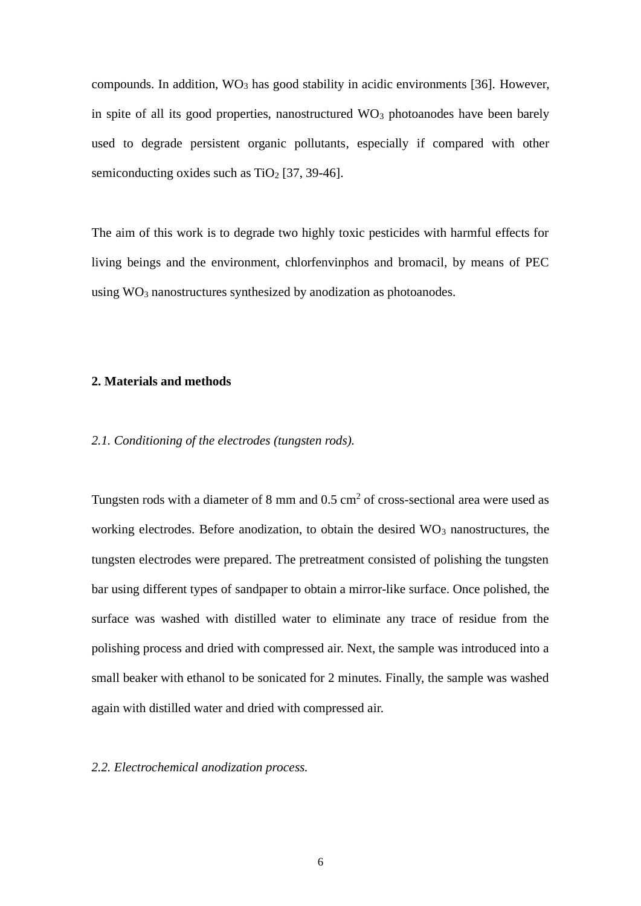compounds. In addition, $WO_3$ has good stability in acidic environments [36]. However, in spite of all its good properties, nanostructured $WO_3$ photoanodes have been barely used to degrade persistent organic pollutants, especially if compared with other semiconducting oxides such as $TiO_2$ [37, 39-46].

The aim of this work is to degrade two highly toxic pesticides with harmful effects for living beings and the environment, chlorfenvinphos and bromacil, by means of PEC using $WO_3$ nanostructures synthesized by anodization as photoanodes.

## 2. Materials and methods

### *2.1. Conditioning of the electrodes (tungsten rods).*

Tungsten rods with a diameter of 8 mm and 0.5 $cm^2$ of cross-sectional area were used as working electrodes. Before anodization, to obtain the desired $WO_3$ nanostructures, the tungsten electrodes were prepared. The pretreatment consisted of polishing the tungsten bar using different types of sandpaper to obtain a mirror-like surface. Once polished, the surface was washed with distilled water to eliminate any trace of residue from the polishing process and dried with compressed air. Next, the sample was introduced into a small beaker with ethanol to be sonicated for 2 minutes. Finally, the sample was washed again with distilled water and dried with compressed air.

### *2.2. Electrochemical anodization process.*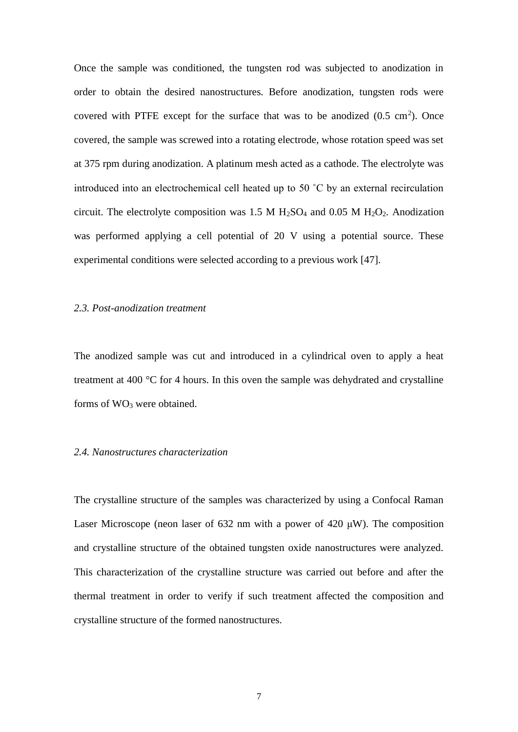Once the sample was conditioned, the tungsten rod was subjected to anodization in order to obtain the desired nanostructures. Before anodization, tungsten rods were covered with PTFE except for the surface that was to be anodized (0.5 $cm^2$). Once covered, the sample was screwed into a rotating electrode, whose rotation speed was set at 375 rpm during anodization. A platinum mesh acted as a cathode. The electrolyte was introduced into an electrochemical cell heated up to 50 ˚C by an external recirculation circuit. The electrolyte composition was 1.5 M $H_2SO_4$ and 0.05 M $H_2O_2$. Anodization was performed applying a cell potential of 20 V using a potential source. These experimental conditions were selected according to a previous work [47].

### *2.3. Post-anodization treatment*

The anodized sample was cut and introduced in a cylindrical oven to apply a heat treatment at 400 °C for 4 hours. In this oven the sample was dehydrated and crystalline forms of $WO_3$ were obtained.

### *2.4. Nanostructures characterization*

The crystalline structure of the samples was characterized by using a Confocal Raman Laser Microscope (neon laser of 632 nm with a power of 420 μW). The composition and crystalline structure of the obtained tungsten oxide nanostructures were analyzed. This characterization of the crystalline structure was carried out before and after the thermal treatment in order to verify if such treatment affected the composition and crystalline structure of the formed nanostructures.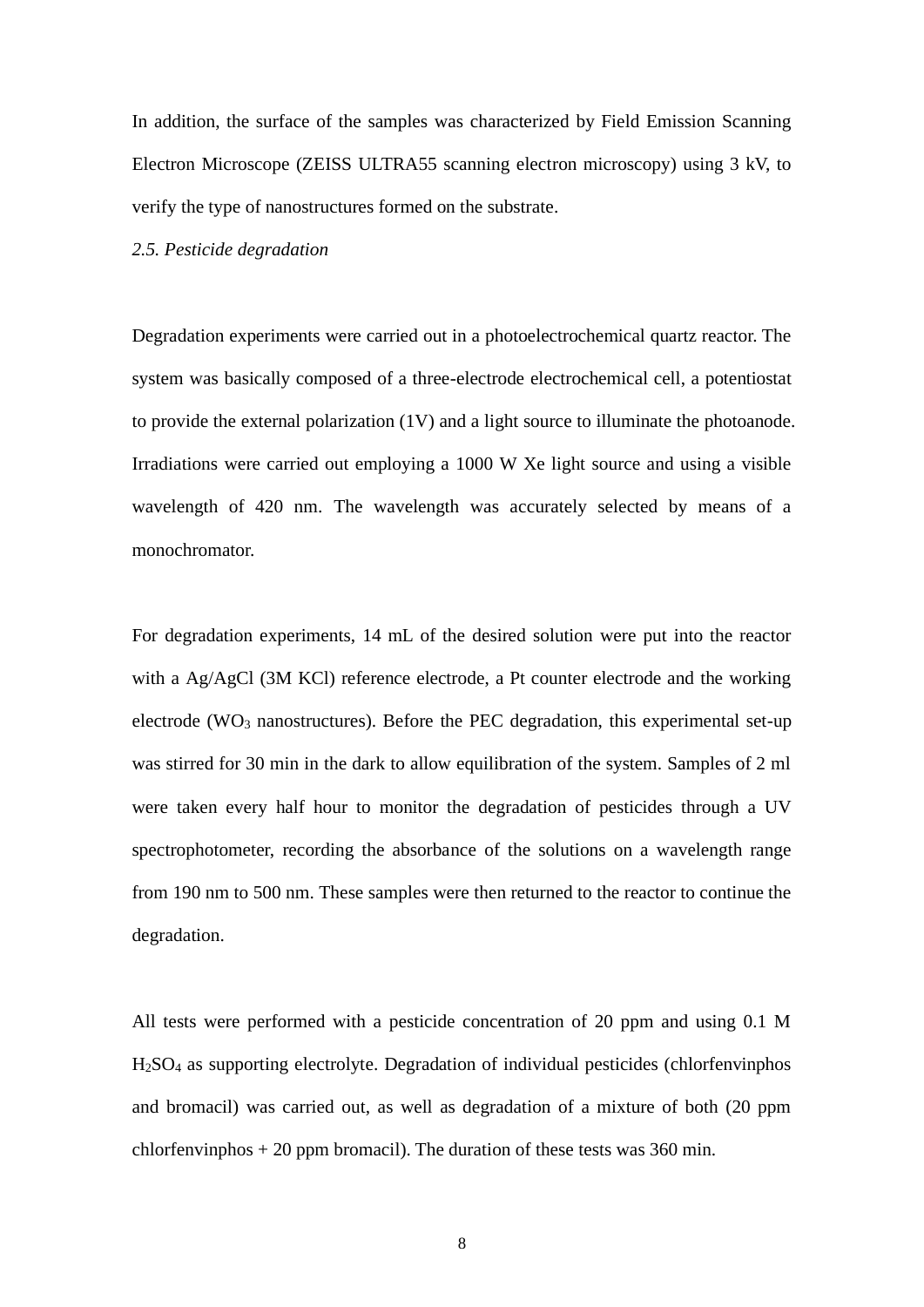In addition, the surface of the samples was characterized by Field Emission Scanning Electron Microscope (ZEISS ULTRA55 scanning electron microscopy) using 3 kV, to verify the type of nanostructures formed on the substrate.

### *2.5. Pesticide degradation*

Degradation experiments were carried out in a photoelectrochemical quartz reactor. The system was basically composed of a three-electrode electrochemical cell, a potentiostat to provide the external polarization (1V) and a light source to illuminate the photoanode. Irradiations were carried out employing a 1000 W Xe light source and using a visible wavelength of 420 nm. The wavelength was accurately selected by means of a monochromator.

For degradation experiments, 14 mL of the desired solution were put into the reactor with a Ag/AgCl (3M KCl) reference electrode, a Pt counter electrode and the working electrode ($WO_3$ nanostructures). Before the PEC degradation, this experimental set-up was stirred for 30 min in the dark to allow equilibration of the system. Samples of 2 ml were taken every half hour to monitor the degradation of pesticides through a UV spectrophotometer, recording the absorbance of the solutions on a wavelength range from 190 nm to 500 nm. These samples were then returned to the reactor to continue the degradation.

All tests were performed with a pesticide concentration of 20 ppm and using 0.1 M $H_2SO_4$ as supporting electrolyte. Degradation of individual pesticides (chlorfenvinphos and bromacil) was carried out, as well as degradation of a mixture of both (20 ppm chlorfenvinphos + 20 ppm bromacil). The duration of these tests was 360 min.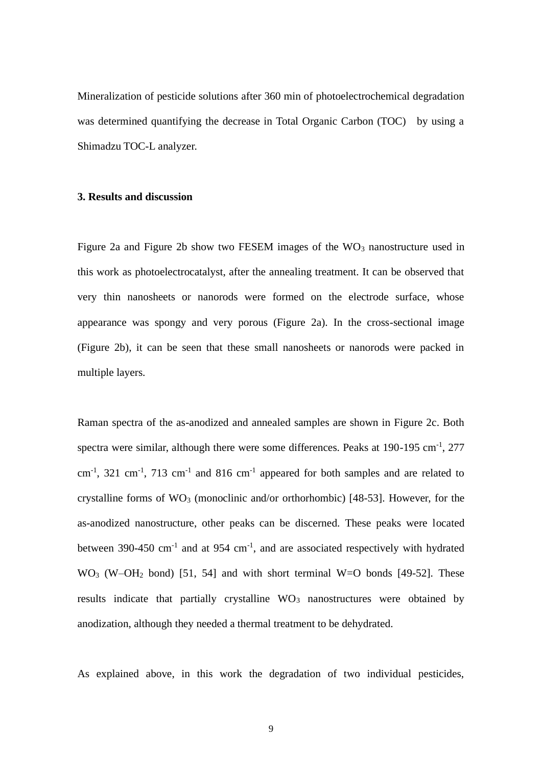Mineralization of pesticide solutions after 360 min of photoelectrochemical degradation was determined quantifying the decrease in Total Organic Carbon (TOC) by using a Shimadzu TOC-L analyzer.

## 3. Results and discussion

Figure 2a and Figure 2b show two FESEM images of the $WO_3$ nanostructure used in this work as photoelectrocatalyst, after the annealing treatment. It can be observed that very thin nanosheets or nanorods were formed on the electrode surface, whose appearance was spongy and very porous (Figure 2a). In the cross-sectional image (Figure 2b), it can be seen that these small nanosheets or nanorods were packed in multiple layers.

Raman spectra of the as-anodized and annealed samples are shown in Figure 2c. Both spectra were similar, although there were some differences. Peaks at 190-195 $cm^{-1}$, 277 $cm^{-1}$, 321 $cm^{-1}$, 713 $cm^{-1}$ and 816 $cm^{-1}$ appeared for both samples and are related to crystalline forms of $WO_3$ (monoclinic and/or orthorhombic) [48-53]. However, for the as-anodized nanostructure, other peaks can be discerned. These peaks were located between 390-450 $cm^{-1}$ and at 954 $cm^{-1}$, and are associated respectively with hydrated $WO_3$ (W–$OH_2$ bond) [51, 54] and with short terminal W=O bonds [49-52]. These results indicate that partially crystalline $WO_3$ nanostructures were obtained by anodization, although they needed a thermal treatment to be dehydrated.

As explained above, in this work the degradation of two individual pesticides,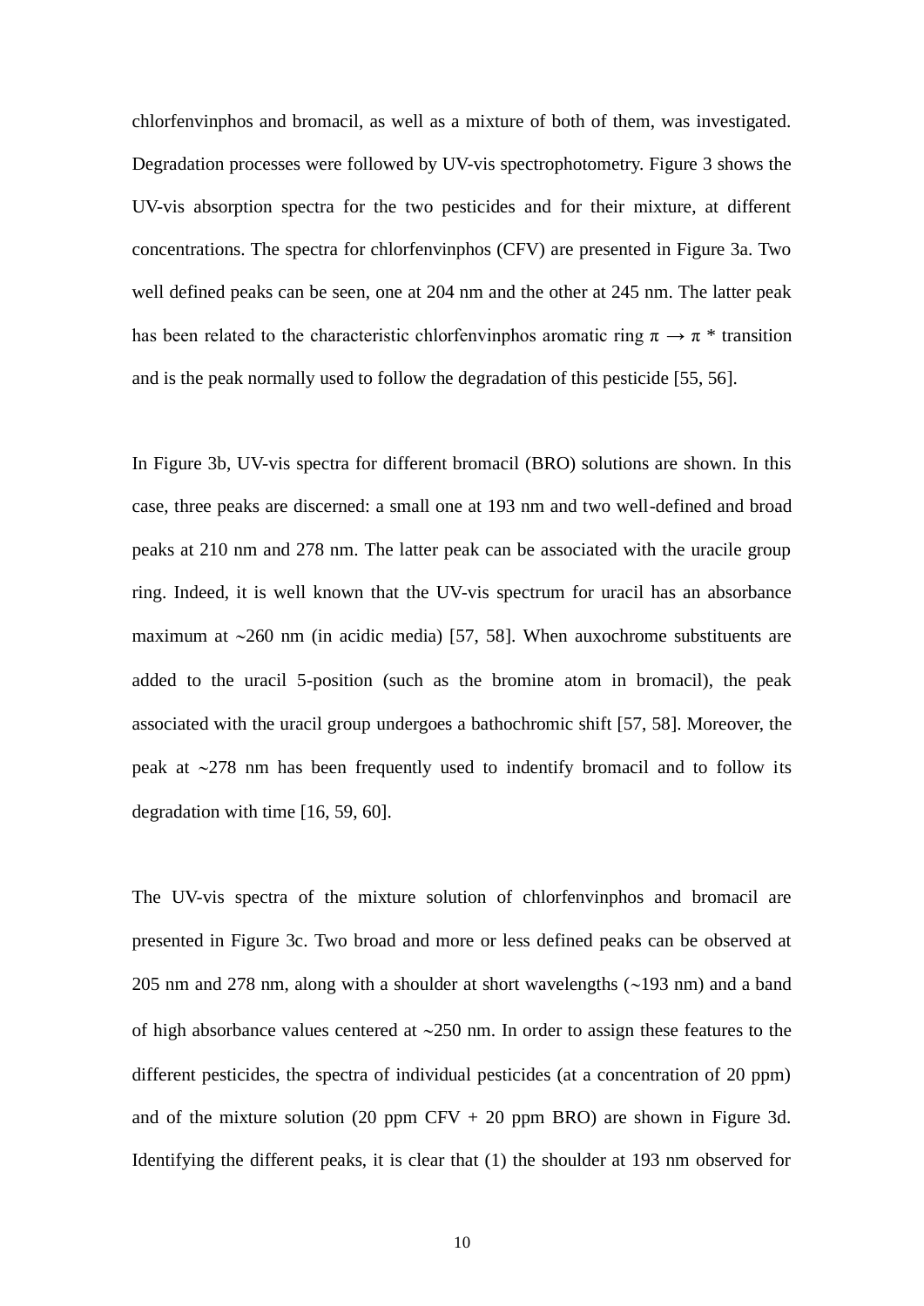chlorfenvinphos and bromacil, as well as a mixture of both of them, was investigated. Degradation processes were followed by UV-vis spectrophotometry. Figure 3 shows the UV-vis absorption spectra for the two pesticides and for their mixture, at different concentrations. The spectra for chlorfenvinphos (CFV) are presented in Figure 3a. Two well defined peaks can be seen, one at 204 nm and the other at 245 nm. The latter peak has been related to the characteristic chlorfenvinphos aromatic ring $\pi \rightarrow \pi^*$ transition and is the peak normally used to follow the degradation of this pesticide [55, 56].

In Figure 3b, UV-vis spectra for different bromacil (BRO) solutions are shown. In this case, three peaks are discerned: a small one at 193 nm and two well-defined and broad peaks at 210 nm and 278 nm. The latter peak can be associated with the uracile group ring. Indeed, it is well known that the UV-vis spectrum for uracil has an absorbance maximum at ~260 nm (in acidic media) [57, 58]. When auxochrome substituents are added to the uracil 5-position (such as the bromine atom in bromacil), the peak associated with the uracil group undergoes a bathochromic shift [57, 58]. Moreover, the peak at ~278 nm has been frequently used to indentify bromacil and to follow its degradation with time [16, 59, 60].

The UV-vis spectra of the mixture solution of chlorfenvinphos and bromacil are presented in Figure 3c. Two broad and more or less defined peaks can be observed at 205 nm and 278 nm, along with a shoulder at short wavelengths (~193 nm) and a band of high absorbance values centered at ~250 nm. In order to assign these features to the different pesticides, the spectra of individual pesticides (at a concentration of 20 ppm) and of the mixture solution (20 ppm CFV + 20 ppm BRO) are shown in Figure 3d. Identifying the different peaks, it is clear that (1) the shoulder at 193 nm observed for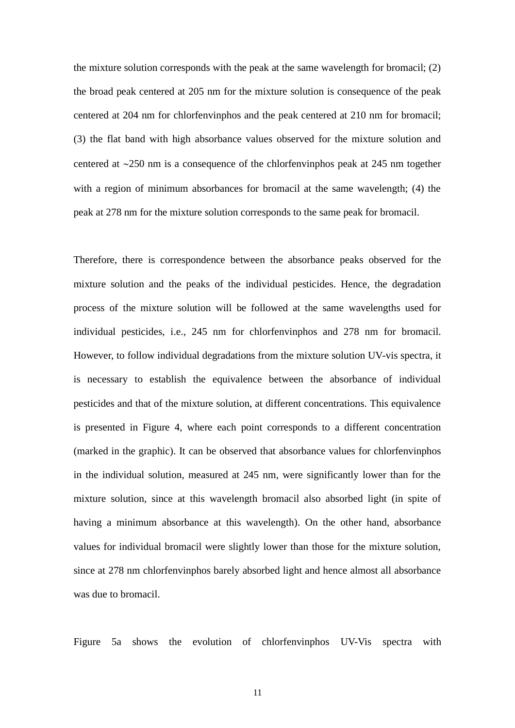the mixture solution corresponds with the peak at the same wavelength for bromacil; (2) the broad peak centered at 205 nm for the mixture solution is consequence of the peak centered at 204 nm for chlorfenvinphos and the peak centered at 210 nm for bromacil; (3) the flat band with high absorbance values observed for the mixture solution and centered at ~250 nm is a consequence of the chlorfenvinphos peak at 245 nm together with a region of minimum absorbances for bromacil at the same wavelength; (4) the peak at 278 nm for the mixture solution corresponds to the same peak for bromacil.

Therefore, there is correspondence between the absorbance peaks observed for the mixture solution and the peaks of the individual pesticides. Hence, the degradation process of the mixture solution will be followed at the same wavelengths used for individual pesticides, i.e., 245 nm for chlorfenvinphos and 278 nm for bromacil. However, to follow individual degradations from the mixture solution UV-vis spectra, it is necessary to establish the equivalence between the absorbance of individual pesticides and that of the mixture solution, at different concentrations. This equivalence is presented in Figure 4, where each point corresponds to a different concentration (marked in the graphic). It can be observed that absorbance values for chlorfenvinphos in the individual solution, measured at 245 nm, were significantly lower than for the mixture solution, since at this wavelength bromacil also absorbed light (in spite of having a minimum absorbance at this wavelength). On the other hand, absorbance values for individual bromacil were slightly lower than those for the mixture solution, since at 278 nm chlorfenvinphos barely absorbed light and hence almost all absorbance was due to bromacil.

Figure 5a shows the evolution of chlorfenvinphos UV-Vis spectra with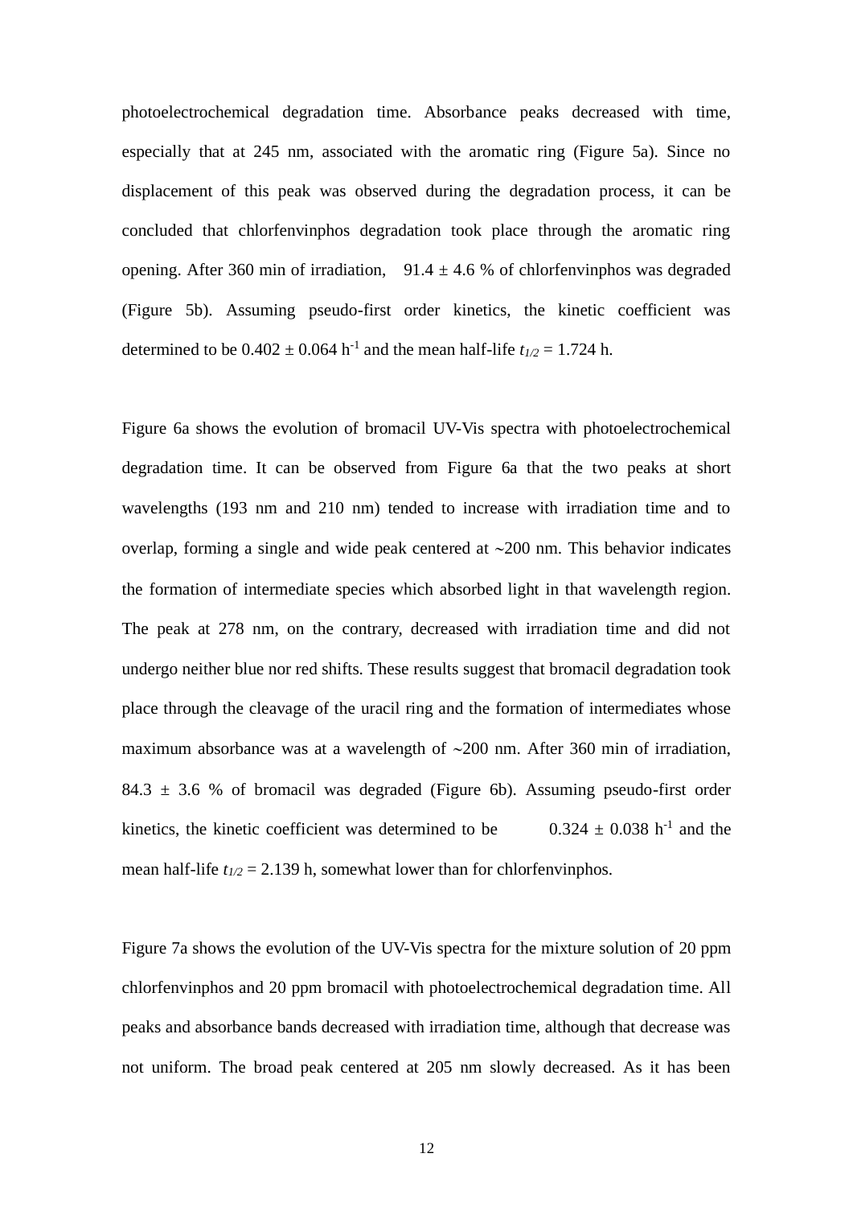photoelectrochemical degradation time. Absorbance peaks decreased with time, especially that at 245 nm, associated with the aromatic ring (Figure 5a). Since no displacement of this peak was observed during the degradation process, it can be concluded that chlorfenvinphos degradation took place through the aromatic ring opening. After 360 min of irradiation, 91.4 ± 4.6 % of chlorfenvinphos was degraded (Figure 5b). Assuming pseudo-first order kinetics, the kinetic coefficient was determined to be 0.402 ± 0.064 $h^{-1}$ and the mean half-life $t_{1/2}$ = 1.724 h.

Figure 6a shows the evolution of bromacil UV-Vis spectra with photoelectrochemical degradation time. It can be observed from Figure 6a that the two peaks at short wavelengths (193 nm and 210 nm) tended to increase with irradiation time and to overlap, forming a single and wide peak centered at ∼200 nm. This behavior indicates the formation of intermediate species which absorbed light in that wavelength region. The peak at 278 nm, on the contrary, decreased with irradiation time and did not undergo neither blue nor red shifts. These results suggest that bromacil degradation took place through the cleavage of the uracil ring and the formation of intermediates whose maximum absorbance was at a wavelength of ∼200 nm. After 360 min of irradiation, 84.3 ± 3.6 % of bromacil was degraded (Figure 6b). Assuming pseudo-first order kinetics, the kinetic coefficient was determined to be 0.324 ± 0.038 $h^{-1}$ and the mean half-life $t_{1/2}$ = 2.139 h, somewhat lower than for chlorfenvinphos.

Figure 7a shows the evolution of the UV-Vis spectra for the mixture solution of 20 ppm chlorfenvinphos and 20 ppm bromacil with photoelectrochemical degradation time. All peaks and absorbance bands decreased with irradiation time, although that decrease was not uniform. The broad peak centered at 205 nm slowly decreased. As it has been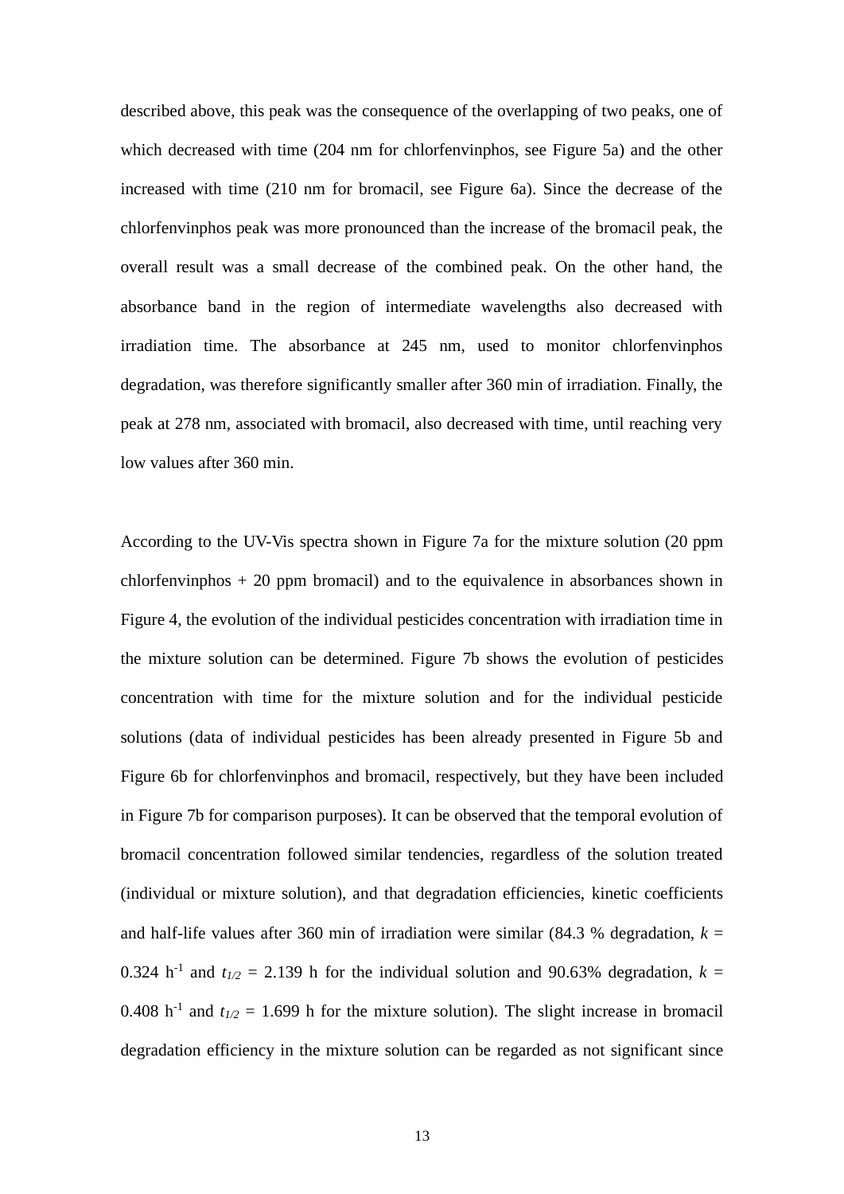described above, this peak was the consequence of the overlapping of two peaks, one of which decreased with time (204 nm for chlorfenvinphos, see Figure 5a) and the other increased with time (210 nm for bromacil, see Figure 6a). Since the decrease of the chlorfenvinphos peak was more pronounced than the increase of the bromacil peak, the overall result was a small decrease of the combined peak. On the other hand, the absorbance band in the region of intermediate wavelengths also decreased with irradiation time. The absorbance at 245 nm, used to monitor chlorfenvinphos degradation, was therefore significantly smaller after 360 min of irradiation. Finally, the peak at 278 nm, associated with bromacil, also decreased with time, until reaching very low values after 360 min.

According to the UV-Vis spectra shown in Figure 7a for the mixture solution (20 ppm chlorfenvinphos + 20 ppm bromacil) and to the equivalence in absorbances shown in Figure 4, the evolution of the individual pesticides concentration with irradiation time in the mixture solution can be determined. Figure 7b shows the evolution of pesticides concentration with time for the mixture solution and for the individual pesticide solutions (data of individual pesticides has been already presented in Figure 5b and Figure 6b for chlorfenvinphos and bromacil, respectively, but they have been included in Figure 7b for comparison purposes). It can be observed that the temporal evolution of bromacil concentration followed similar tendencies, regardless of the solution treated (individual or mixture solution), and that degradation efficiencies, kinetic coefficients and half-life values after 360 min of irradiation were similar (84.3 % degradation, $k$ = 0.324 $h^{-1}$ and $t_{1/2}$ = 2.139 h for the individual solution and 90.63% degradation, $k$ = 0.408 $h^{-1}$ and $t_{1/2}$ = 1.699 h for the mixture solution). The slight increase in bromacil degradation efficiency in the mixture solution can be regarded as not significant since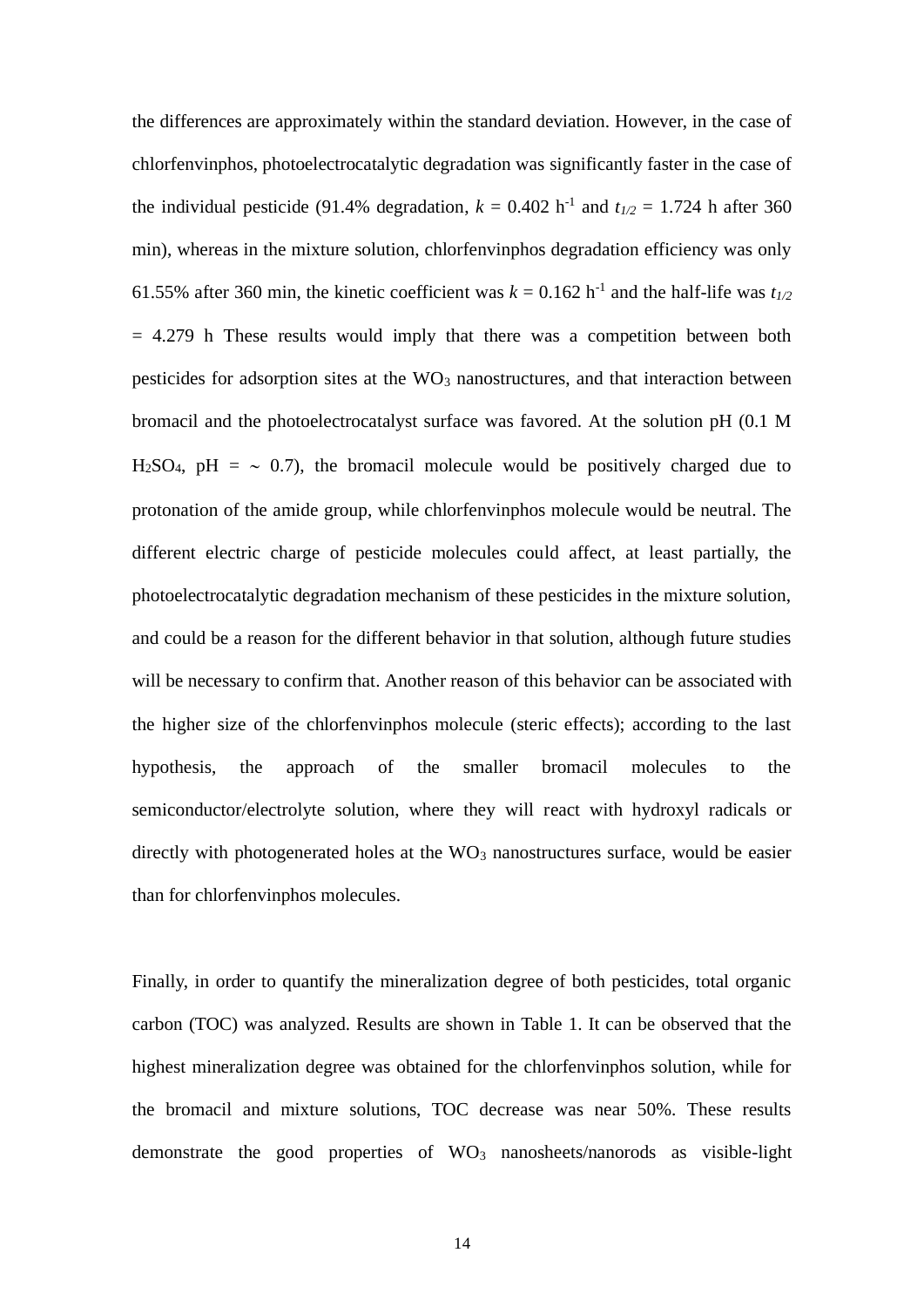the differences are approximately within the standard deviation. However, in the case of chlorfenvinphos, photoelectrocatalytic degradation was significantly faster in the case of the individual pesticide (91.4% degradation, $k$ = 0.402 $h^{-1}$ and $t_{1/2}$ = 1.724 h after 360 min), whereas in the mixture solution, chlorfenvinphos degradation efficiency was only 61.55% after 360 min, the kinetic coefficient was $k$ = 0.162 $h^{-1}$ and the half-life was $t_{1/2}$ = 4.279 h These results would imply that there was a competition between both pesticides for adsorption sites at the $WO_3$ nanostructures, and that interaction between bromacil and the photoelectrocatalyst surface was favored. At the solution pH (0.1 M $H_2SO_4$, pH = ~ 0.7), the bromacil molecule would be positively charged due to protonation of the amide group, while chlorfenvinphos molecule would be neutral. The different electric charge of pesticide molecules could affect, at least partially, the photoelectrocatalytic degradation mechanism of these pesticides in the mixture solution, and could be a reason for the different behavior in that solution, although future studies will be necessary to confirm that. Another reason of this behavior can be associated with the higher size of the chlorfenvinphos molecule (steric effects); according to the last hypothesis, the approach of the smaller bromacil molecules to the semiconductor/electrolyte solution, where they will react with hydroxyl radicals or directly with photogenerated holes at the $WO_3$ nanostructures surface, would be easier than for chlorfenvinphos molecules.

Finally, in order to quantify the mineralization degree of both pesticides, total organic carbon (TOC) was analyzed. Results are shown in Table 1. It can be observed that the highest mineralization degree was obtained for the chlorfenvinphos solution, while for the bromacil and mixture solutions, TOC decrease was near 50%. These results demonstrate the good properties of $WO_3$ nanosheets/nanorods as visible-light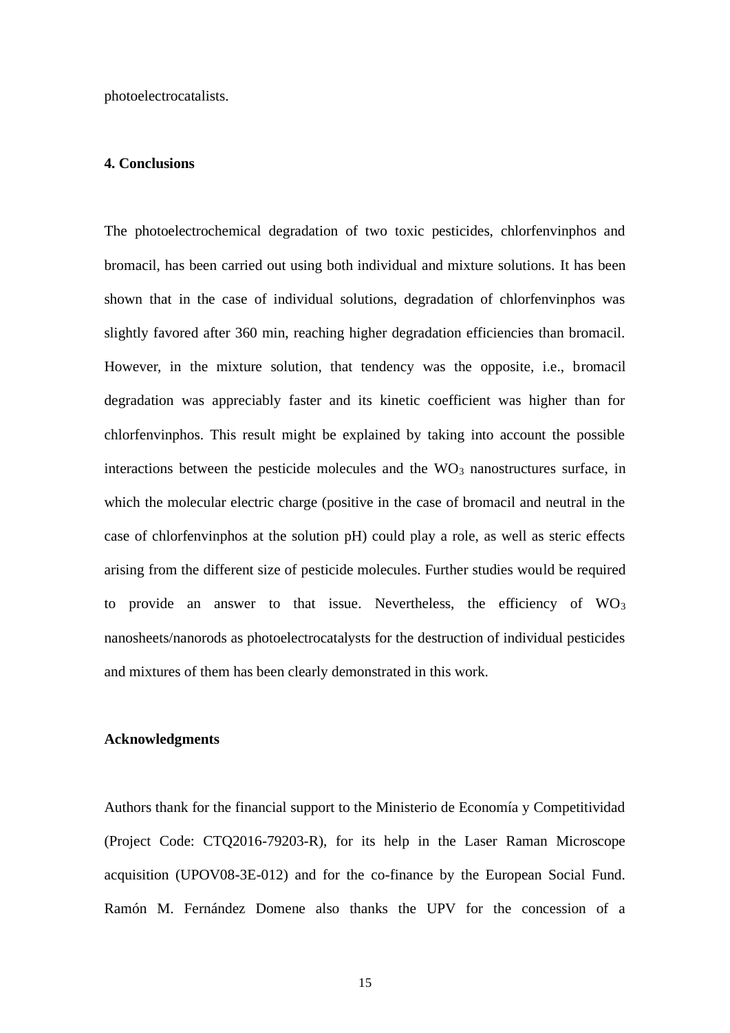photoelectrocatalists.

## 4. Conclusions

The photoelectrochemical degradation of two toxic pesticides, chlorfenvinphos and bromacil, has been carried out using both individual and mixture solutions. It has been shown that in the case of individual solutions, degradation of chlorfenvinphos was slightly favored after 360 min, reaching higher degradation efficiencies than bromacil. However, in the mixture solution, that tendency was the opposite, i.e., bromacil degradation was appreciably faster and its kinetic coefficient was higher than for chlorfenvinphos. This result might be explained by taking into account the possible interactions between the pesticide molecules and the $WO_3$ nanostructures surface, in which the molecular electric charge (positive in the case of bromacil and neutral in the case of chlorfenvinphos at the solution pH) could play a role, as well as steric effects arising from the different size of pesticide molecules. Further studies would be required to provide an answer to that issue. Nevertheless, the efficiency of $WO_3$ nanosheets/nanorods as photoelectrocatalysts for the destruction of individual pesticides and mixtures of them has been clearly demonstrated in this work.

## Acknowledgments

Authors thank for the financial support to the Ministerio de Economía y Competitividad (Project Code: CTQ2016-79203-R), for its help in the Laser Raman Microscope acquisition (UPOV08-3E-012) and for the co-finance by the European Social Fund. Ramón M. Fernández Domene also thanks the UPV for the concession of a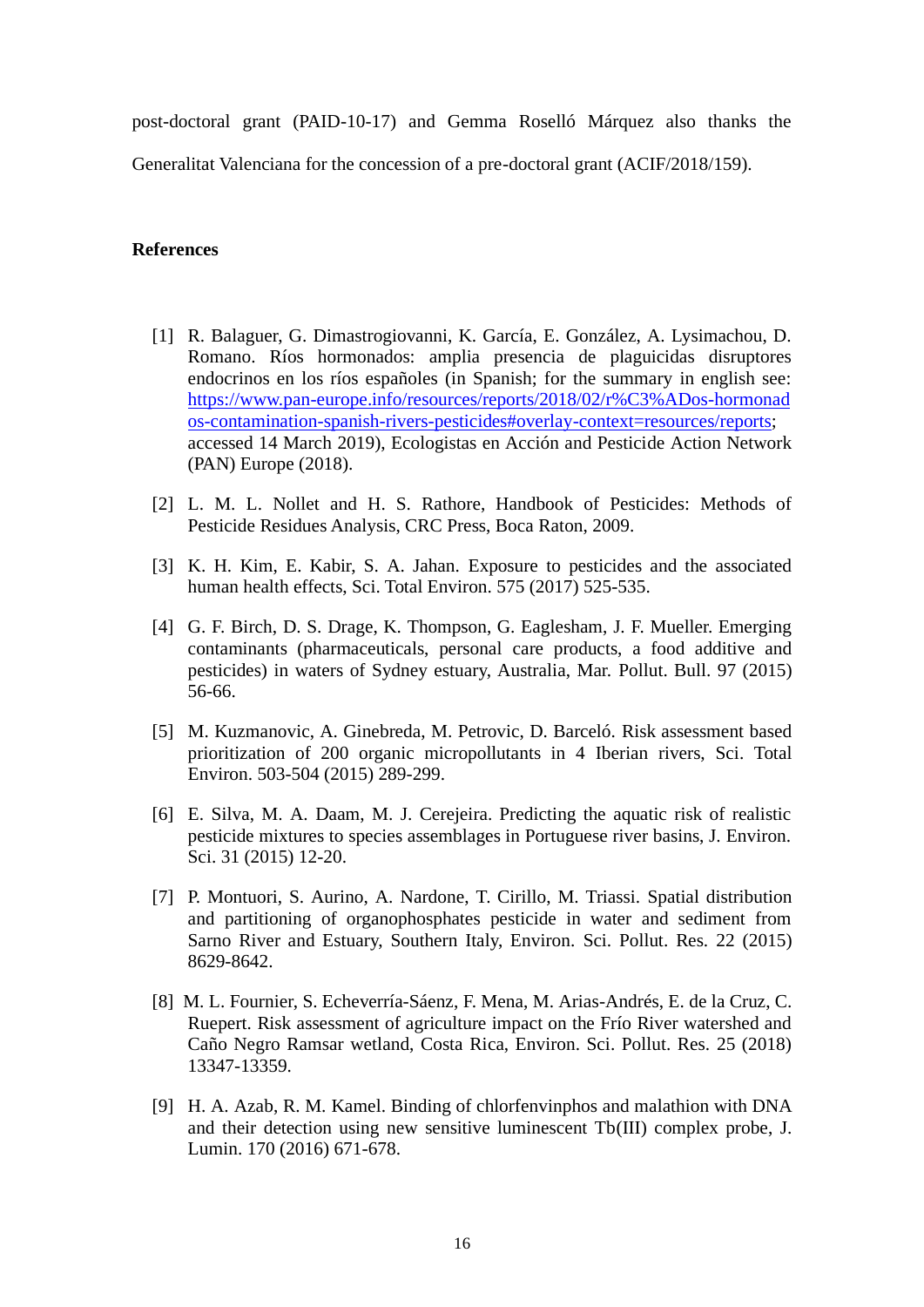post-doctoral grant (PAID-10-17) and Gemma Roselló Márquez also thanks the Generalitat Valenciana for the concession of a pre-doctoral grant (ACIF/2018/159).

## References

[1] R. Balaguer, G. Dimastrogiovanni, K. García, E. González, A. Lysimachou, D. Romano. Ríos hormonados: amplia presencia de plaguicidas disruptores endocrinos en los ríos españoles (in Spanish; for the summary in english see: https://www.pan-europe.info/resources/reports/2018/02/r%C3%ADos-hormonados-contamination-spanish-rivers-pesticides#overlay-context=resources/reports; accessed 14 March 2019), Ecologistas en Acción and Pesticide Action Network (PAN) Europe (2018).

[2] L. M. L. Nollet and H. S. Rathore, Handbook of Pesticides: Methods of Pesticide Residues Analysis, CRC Press, Boca Raton, 2009.

[3] K. H. Kim, E. Kabir, S. A. Jahan. Exposure to pesticides and the associated human health effects, Sci. Total Environ. 575 (2017) 525-535.

[4] G. F. Birch, D. S. Drage, K. Thompson, G. Eaglesham, J. F. Mueller. Emerging contaminants (pharmaceuticals, personal care products, a food additive and pesticides) in waters of Sydney estuary, Australia, Mar. Pollut. Bull. 97 (2015) 56-66.

[5] M. Kuzmanovic, A. Ginebreda, M. Petrovic, D. Barceló. Risk assessment based prioritization of 200 organic micropollutants in 4 Iberian rivers, Sci. Total Environ. 503-504 (2015) 289-299.

[6] E. Silva, M. A. Daam, M. J. Cerejeira. Predicting the aquatic risk of realistic pesticide mixtures to species assemblages in Portuguese river basins, J. Environ. Sci. 31 (2015) 12-20.

[7] P. Montuori, S. Aurino, A. Nardone, T. Cirillo, M. Triassi. Spatial distribution and partitioning of organophosphates pesticide in water and sediment from Sarno River and Estuary, Southern Italy, Environ. Sci. Pollut. Res. 22 (2015) 8629-8642.

[8] M. L. Fournier, S. Echeverría-Sáenz, F. Mena, M. Arias-Andrés, E. de la Cruz, C. Ruepert. Risk assessment of agriculture impact on the Frío River watershed and Caño Negro Ramsar wetland, Costa Rica, Environ. Sci. Pollut. Res. 25 (2018) 13347-13359.

[9] H. A. Azab, R. M. Kamel. Binding of chlorfenvinphos and malathion with DNA and their detection using new sensitive luminescent Tb(III) complex probe, J. Lumin. 170 (2016) 671-678.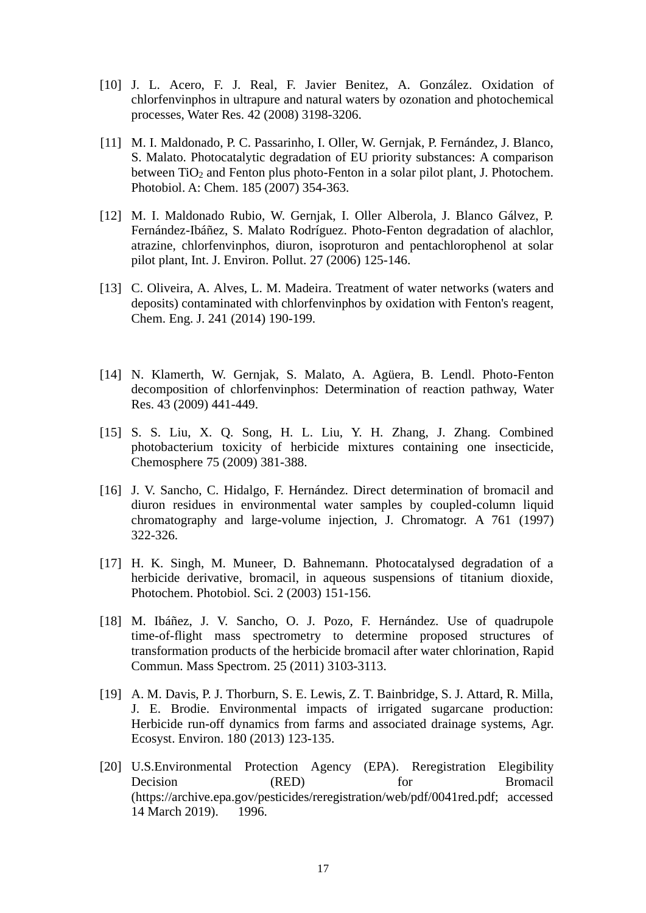[10] J. L. Acero, F. J. Real, F. Javier Benitez, A. González. Oxidation of chlorfenvinphos in ultrapure and natural waters by ozonation and photochemical processes, Water Res. 42 (2008) 3198-3206.

[11] M. I. Maldonado, P. C. Passarinho, I. Oller, W. Gernjak, P. Fernández, J. Blanco, S. Malato. Photocatalytic degradation of EU priority substances: A comparison between $TiO_2$ and Fenton plus photo-Fenton in a solar pilot plant, J. Photochem. Photobiol. A: Chem. 185 (2007) 354-363.

[12] M. I. Maldonado Rubio, W. Gernjak, I. Oller Alberola, J. Blanco Gálvez, P. Fernández-Ibáñez, S. Malato Rodríguez. Photo-Fenton degradation of alachlor, atrazine, chlorfenvinphos, diuron, isoproturon and pentachlorophenol at solar pilot plant, Int. J. Environ. Pollut. 27 (2006) 125-146.

[13] C. Oliveira, A. Alves, L. M. Madeira. Treatment of water networks (waters and deposits) contaminated with chlorfenvinphos by oxidation with Fenton's reagent, Chem. Eng. J. 241 (2014) 190-199.

[14] N. Klamerth, W. Gernjak, S. Malato, A. Agüera, B. Lendl. Photo-Fenton decomposition of chlorfenvinphos: Determination of reaction pathway, Water Res. 43 (2009) 441-449.

[15] S. S. Liu, X. Q. Song, H. L. Liu, Y. H. Zhang, J. Zhang. Combined photobacterium toxicity of herbicide mixtures containing one insecticide, Chemosphere 75 (2009) 381-388.

[16] J. V. Sancho, C. Hidalgo, F. Hernández. Direct determination of bromacil and diuron residues in environmental water samples by coupled-column liquid chromatography and large-volume injection, J. Chromatogr. A 761 (1997) 322-326.

[17] H. K. Singh, M. Muneer, D. Bahnemann. Photocatalysed degradation of a herbicide derivative, bromacil, in aqueous suspensions of titanium dioxide, Photochem. Photobiol. Sci. 2 (2003) 151-156.

[18] M. Ibáñez, J. V. Sancho, O. J. Pozo, F. Hernández. Use of quadrupole time-of-flight mass spectrometry to determine proposed structures of transformation products of the herbicide bromacil after water chlorination, Rapid Commun. Mass Spectrom. 25 (2011) 3103-3113.

[19] A. M. Davis, P. J. Thorburn, S. E. Lewis, Z. T. Bainbridge, S. J. Attard, R. Milla, J. E. Brodie. Environmental impacts of irrigated sugarcane production: Herbicide run-off dynamics from farms and associated drainage systems, Agr. Ecosyst. Environ. 180 (2013) 123-135.

[20] U.S.Environmental Protection Agency (EPA). Reregistration Elegibility Decision (RED) for Bromacil (https://archive.epa.gov/pesticides/reregistration/web/pdf/0041red.pdf; accessed 14 March 2019). 1996.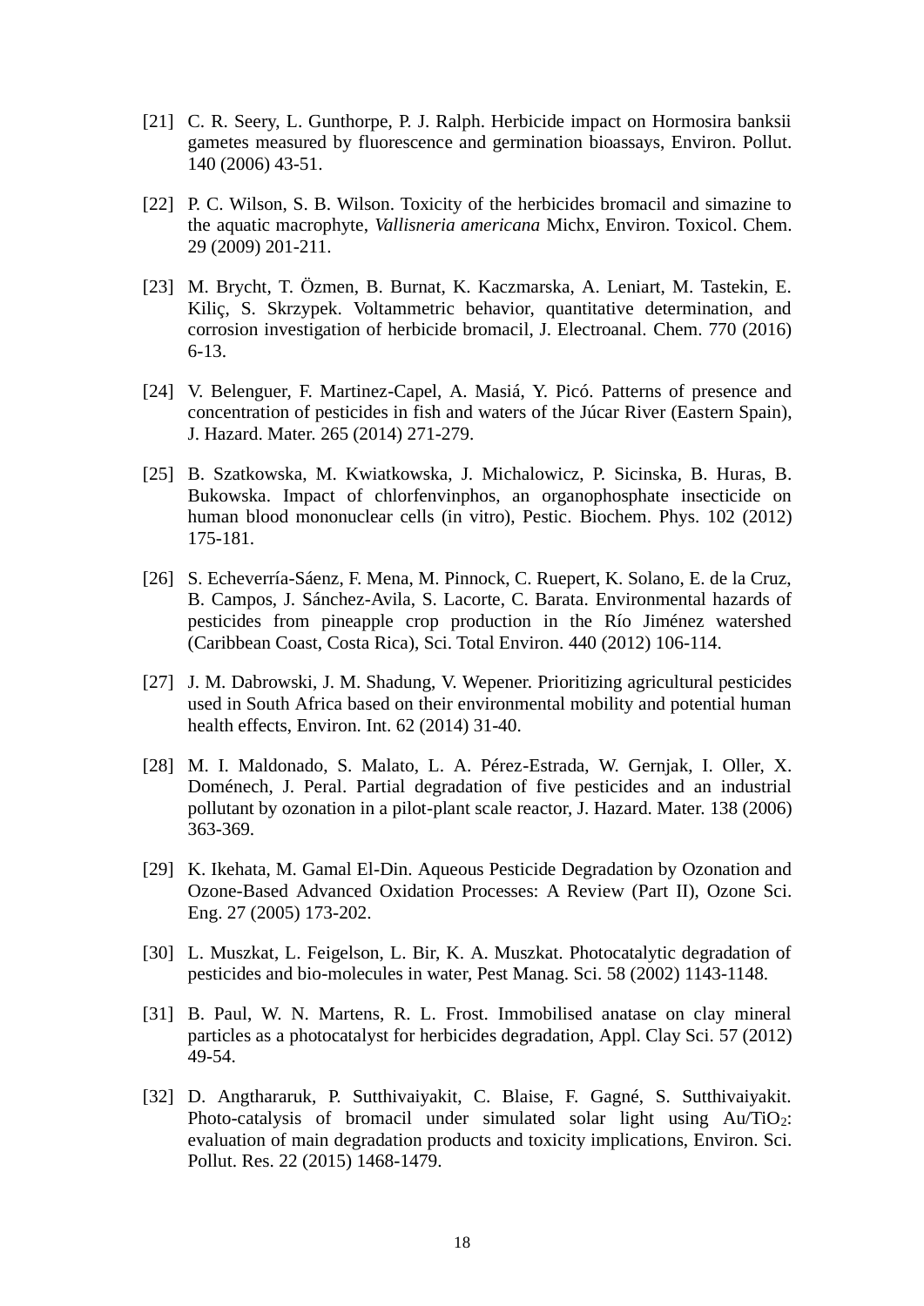[21] C. R. Seery, L. Gunthorpe, P. J. Ralph. Herbicide impact on Hormosira banksii gametes measured by fluorescence and germination bioassays, Environ. Pollut. 140 (2006) 43-51.

[22] P. C. Wilson, S. B. Wilson. Toxicity of the herbicides bromacil and simazine to the aquatic macrophyte, *Vallisneria americana* Michx, Environ. Toxicol. Chem. 29 (2009) 201-211.

[23] M. Brycht, T. Özmen, B. Burnat, K. Kaczmarska, A. Leniart, M. Tastekin, E. Kiliç, S. Skrzypek. Voltammetric behavior, quantitative determination, and corrosion investigation of herbicide bromacil, J. Electroanal. Chem. 770 (2016) 6-13.

[24] V. Belenguer, F. Martinez-Capel, A. Masiá, Y. Picó. Patterns of presence and concentration of pesticides in fish and waters of the Júcar River (Eastern Spain), J. Hazard. Mater. 265 (2014) 271-279.

[25] B. Szatkowska, M. Kwiatkowska, J. Michalowicz, P. Sicinska, B. Huras, B. Bukowska. Impact of chlorfenvinphos, an organophosphate insecticide on human blood mononuclear cells (in vitro), Pestic. Biochem. Phys. 102 (2012) 175-181.

[26] S. Echeverría-Sáenz, F. Mena, M. Pinnock, C. Ruepert, K. Solano, E. de la Cruz, B. Campos, J. Sánchez-Avila, S. Lacorte, C. Barata. Environmental hazards of pesticides from pineapple crop production in the Río Jiménez watershed (Caribbean Coast, Costa Rica), Sci. Total Environ. 440 (2012) 106-114.

[27] J. M. Dabrowski, J. M. Shadung, V. Wepener. Prioritizing agricultural pesticides used in South Africa based on their environmental mobility and potential human health effects, Environ. Int. 62 (2014) 31-40.

[28] M. I. Maldonado, S. Malato, L. A. Pérez-Estrada, W. Gernjak, I. Oller, X. Doménech, J. Peral. Partial degradation of five pesticides and an industrial pollutant by ozonation in a pilot-plant scale reactor, J. Hazard. Mater. 138 (2006) 363-369.

[29] K. Ikehata, M. Gamal El-Din. Aqueous Pesticide Degradation by Ozonation and Ozone-Based Advanced Oxidation Processes: A Review (Part II), Ozone Sci. Eng. 27 (2005) 173-202.

[30] L. Muszkat, L. Feigelson, L. Bir, K. A. Muszkat. Photocatalytic degradation of pesticides and bio-molecules in water, Pest Manag. Sci. 58 (2002) 1143-1148.

[31] B. Paul, W. N. Martens, R. L. Frost. Immobilised anatase on clay mineral particles as a photocatalyst for herbicides degradation, Appl. Clay Sci. 57 (2012) 49-54.

[32] D. Angthararuk, P. Sutthivaiyakit, C. Blaise, F. Gagné, S. Sutthivaiyakit. Photo-catalysis of bromacil under simulated solar light using Au/$TiO_2$: evaluation of main degradation products and toxicity implications, Environ. Sci. Pollut. Res. 22 (2015) 1468-1479.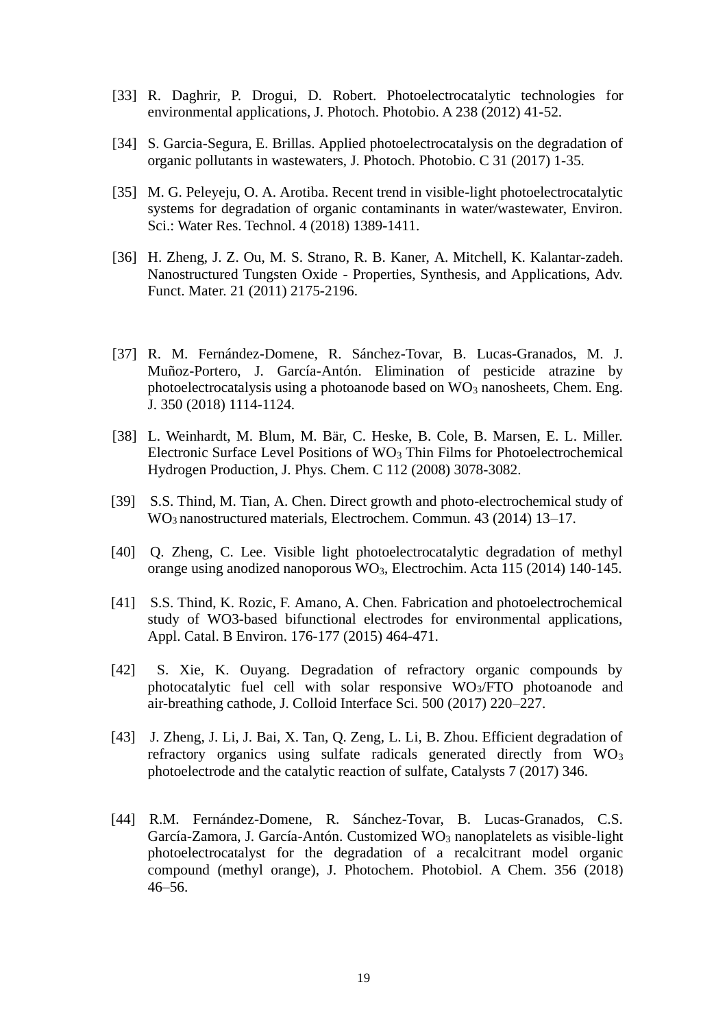[33] R. Daghrir, P. Drogui, D. Robert. Photoelectrocatalytic technologies for environmental applications, J. Photoch. Photobio. A 238 (2012) 41-52.

[34] S. Garcia-Segura, E. Brillas. Applied photoelectrocatalysis on the degradation of organic pollutants in wastewaters, J. Photoch. Photobio. C 31 (2017) 1-35.

[35] M. G. Peleyeju, O. A. Arotiba. Recent trend in visible-light photoelectrocatalytic systems for degradation of organic contaminants in water/wastewater, Environ. Sci.: Water Res. Technol. 4 (2018) 1389-1411.

[36] H. Zheng, J. Z. Ou, M. S. Strano, R. B. Kaner, A. Mitchell, K. Kalantar-zadeh. Nanostructured Tungsten Oxide - Properties, Synthesis, and Applications, Adv. Funct. Mater. 21 (2011) 2175-2196.

[37] R. M. Fernández-Domene, R. Sánchez-Tovar, B. Lucas-Granados, M. J. Muñoz-Portero, J. García-Antón. Elimination of pesticide atrazine by photoelectrocatalysis using a photoanode based on $WO_3$ nanosheets, Chem. Eng. J. 350 (2018) 1114-1124.

[38] L. Weinhardt, M. Blum, M. Bär, C. Heske, B. Cole, B. Marsen, E. L. Miller. Electronic Surface Level Positions of $WO_3$ Thin Films for Photoelectrochemical Hydrogen Production, J. Phys. Chem. C 112 (2008) 3078-3082.

[39] S.S. Thind, M. Tian, A. Chen. Direct growth and photo-electrochemical study of $WO_3$ nanostructured materials, Electrochem. Commun. 43 (2014) 13–17.

[40] Q. Zheng, C. Lee. Visible light photoelectrocatalytic degradation of methyl orange using anodized nanoporous $WO_3$, Electrochim. Acta 115 (2014) 140-145.

[41] S.S. Thind, K. Rozic, F. Amano, A. Chen. Fabrication and photoelectrochemical study of WO3-based bifunctional electrodes for environmental applications, Appl. Catal. B Environ. 176-177 (2015) 464-471.

[42] S. Xie, K. Ouyang. Degradation of refractory organic compounds by photocatalytic fuel cell with solar responsive $WO_3$/FTO photoanode and air-breathing cathode, J. Colloid Interface Sci. 500 (2017) 220–227.

[43] J. Zheng, J. Li, J. Bai, X. Tan, Q. Zeng, L. Li, B. Zhou. Efficient degradation of refractory organics using sulfate radicals generated directly from $WO_3$ photoelectrode and the catalytic reaction of sulfate, Catalysts 7 (2017) 346.

[44] R.M. Fernández-Domene, R. Sánchez-Tovar, B. Lucas-Granados, C.S. García-Zamora, J. García-Antón. Customized $WO_3$ nanoplatelets as visible-light photoelectrocatalyst for the degradation of a recalcitrant model organic compound (methyl orange), J. Photochem. Photobiol. A Chem. 356 (2018) 46–56.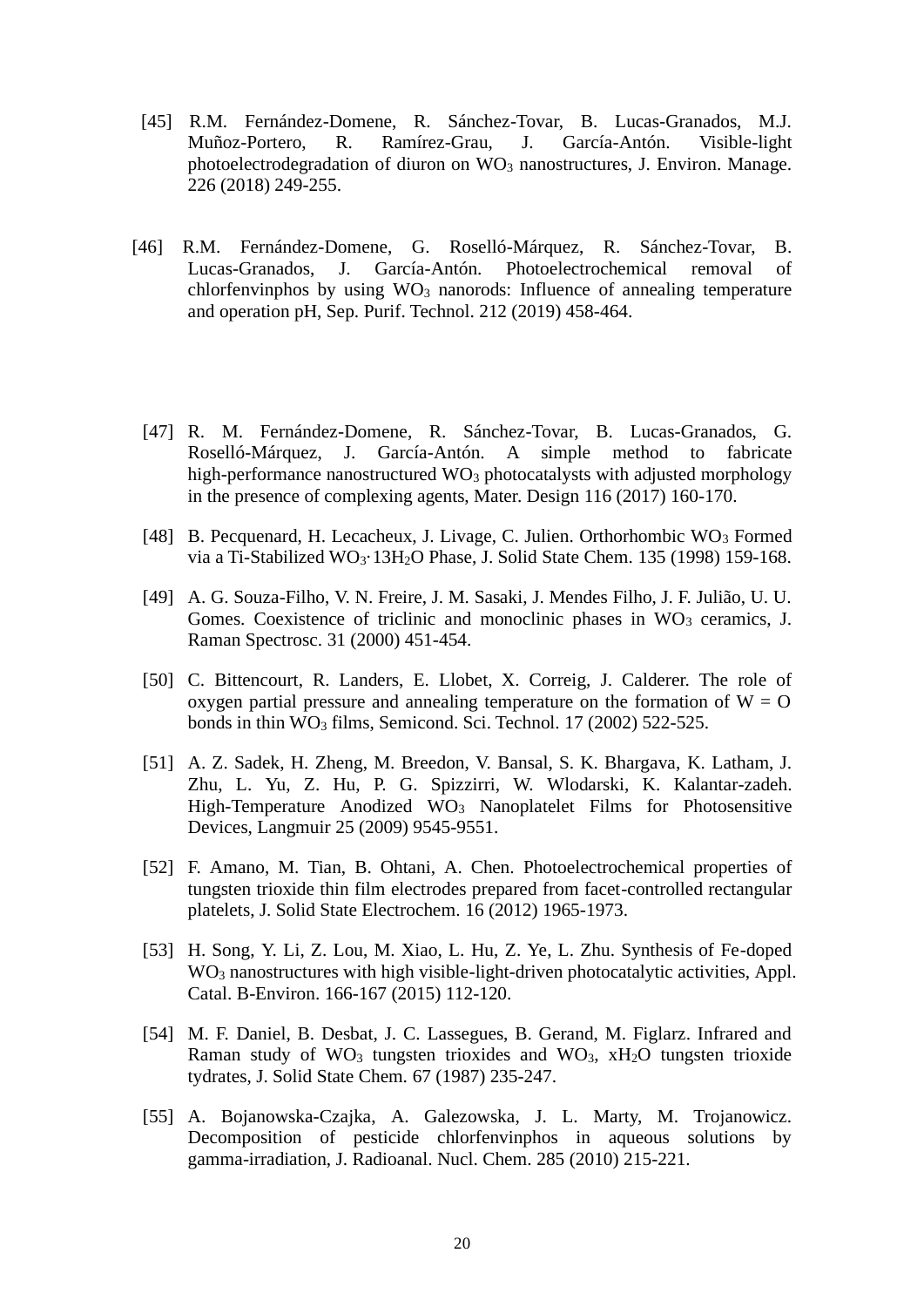[45] R.M. Fernández-Domene, R. Sánchez-Tovar, B. Lucas-Granados, M.J. Muñoz-Portero, R. Ramírez-Grau, J. García-Antón. Visible-light photoelectrodegradation of diuron on $WO_3$ nanostructures, J. Environ. Manage. 226 (2018) 249-255.

[46] R.M. Fernández-Domene, G. Roselló-Márquez, R. Sánchez-Tovar, B. Lucas-Granados, J. García-Antón. Photoelectrochemical removal of chlorfenvinphos by using $WO_3$ nanorods: Influence of annealing temperature and operation pH, Sep. Purif. Technol. 212 (2019) 458-464.

[47] R. M. Fernández-Domene, R. Sánchez-Tovar, B. Lucas-Granados, G. Roselló-Márquez, J. García-Antón. A simple method to fabricate high-performance nanostructured $WO_3$ photocatalysts with adjusted morphology in the presence of complexing agents, Mater. Design 116 (2017) 160-170.

[48] B. Pecquenard, H. Lecacheux, J. Livage, C. Julien. Orthorhombic $WO_3$ Formed via a Ti-Stabilized $WO_3 \cdot 13H_2O$ Phase, J. Solid State Chem. 135 (1998) 159-168.

[49] A. G. Souza-Filho, V. N. Freire, J. M. Sasaki, J. Mendes Filho, J. F. Julião, U. U. Gomes. Coexistence of triclinic and monoclinic phases in $WO_3$ ceramics, J. Raman Spectrosc. 31 (2000) 451-454.

[50] C. Bittencourt, R. Landers, E. Llobet, X. Correig, J. Calderer. The role of oxygen partial pressure and annealing temperature on the formation of W = O bonds in thin $WO_3$ films, Semicond. Sci. Technol. 17 (2002) 522-525.

[51] A. Z. Sadek, H. Zheng, M. Breedon, V. Bansal, S. K. Bhargava, K. Latham, J. Zhu, L. Yu, Z. Hu, P. G. Spizzirri, W. Wlodarski, K. Kalantar-zadeh. High-Temperature Anodized $WO_3$ Nanoplatelet Films for Photosensitive Devices, Langmuir 25 (2009) 9545-9551.

[52] F. Amano, M. Tian, B. Ohtani, A. Chen. Photoelectrochemical properties of tungsten trioxide thin film electrodes prepared from facet-controlled rectangular platelets, J. Solid State Electrochem. 16 (2012) 1965-1973.

[53] H. Song, Y. Li, Z. Lou, M. Xiao, L. Hu, Z. Ye, L. Zhu. Synthesis of Fe-doped $WO_3$ nanostructures with high visible-light-driven photocatalytic activities, Appl. Catal. B-Environ. 166-167 (2015) 112-120.

[54] M. F. Daniel, B. Desbat, J. C. Lassegues, B. Gerand, M. Figlarz. Infrared and Raman study of $WO_3$ tungsten trioxides and $WO_3$, $xH_2O$ tungsten trioxide tydrates, J. Solid State Chem. 67 (1987) 235-247.

[55] A. Bojanowska-Czajka, A. Galezowska, J. L. Marty, M. Trojanowicz. Decomposition of pesticide chlorfenvinphos in aqueous solutions by gamma-irradiation, J. Radioanal. Nucl. Chem. 285 (2010) 215-221.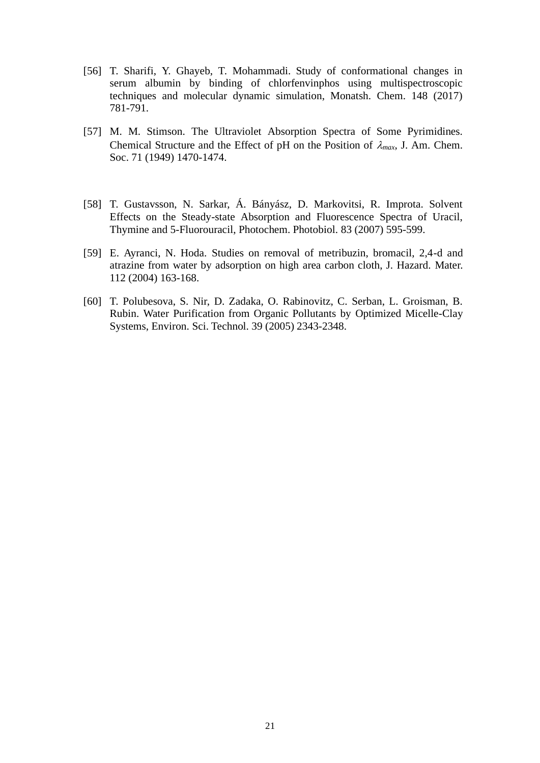[56] T. Sharifi, Y. Ghayeb, T. Mohammadi. Study of conformational changes in serum albumin by binding of chlorfenvinphos using multispectroscopic techniques and molecular dynamic simulation, Monatsh. Chem. 148 (2017) 781-791.

[57] M. M. Stimson. The Ultraviolet Absorption Spectra of Some Pyrimidines. Chemical Structure and the Effect of pH on the Position of $\lambda_{max}$, J. Am. Chem. Soc. 71 (1949) 1470-1474.

[58] T. Gustavsson, N. Sarkar, Á. Bányász, D. Markovitsi, R. Improta. Solvent Effects on the Steady-state Absorption and Fluorescence Spectra of Uracil, Thymine and 5-Fluorouracil, Photochem. Photobiol. 83 (2007) 595-599.

[59] E. Ayranci, N. Hoda. Studies on removal of metribuzin, bromacil, 2,4-d and atrazine from water by adsorption on high area carbon cloth, J. Hazard. Mater. 112 (2004) 163-168.

[60] T. Polubesova, S. Nir, D. Zadaka, O. Rabinovitz, C. Serban, L. Groisman, B. Rubin. Water Purification from Organic Pollutants by Optimized Micelle-Clay Systems, Environ. Sci. Technol. 39 (2005) 2343-2348.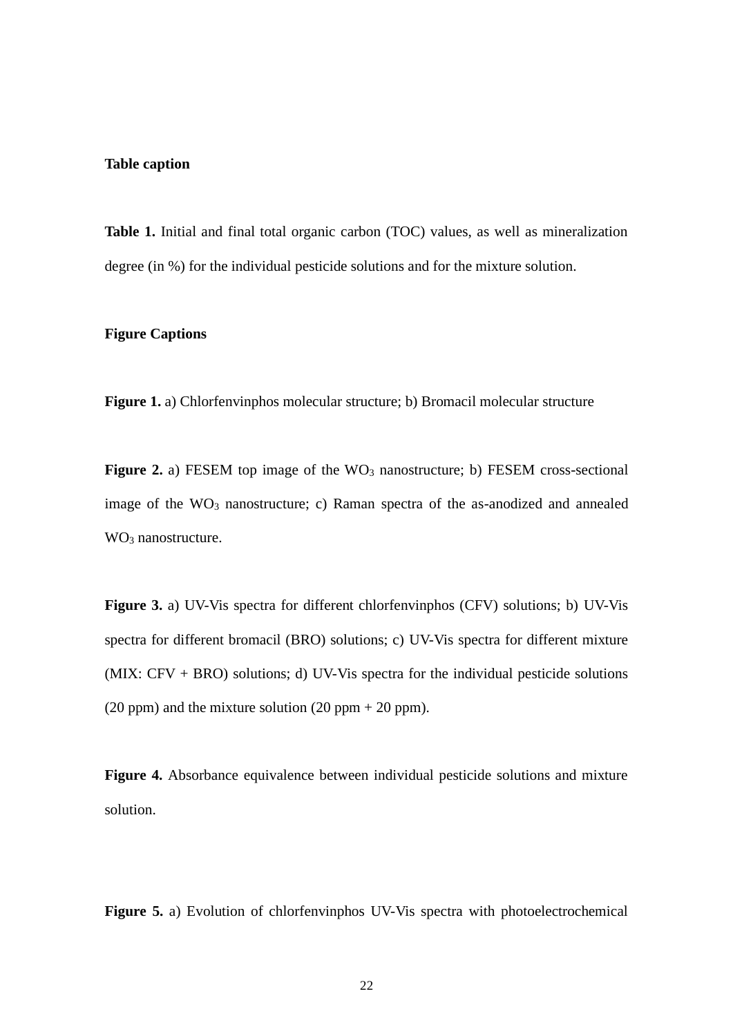**Table caption**

**Table 1.** Initial and final total organic carbon (TOC) values, as well as mineralization degree (in %) for the individual pesticide solutions and for the mixture solution.

**Figure Captions**

**Figure 1.** a) Chlorfenvinphos molecular structure; b) Bromacil molecular structure

**Figure 2.** a) FESEM top image of the $WO_3$ nanostructure; b) FESEM cross-sectional image of the $WO_3$ nanostructure; c) Raman spectra of the as-anodized and annealed $WO_3$ nanostructure.

**Figure 3.** a) UV-Vis spectra for different chlorfenvinphos (CFV) solutions; b) UV-Vis spectra for different bromacil (BRO) solutions; c) UV-Vis spectra for different mixture (MIX: CFV + BRO) solutions; d) UV-Vis spectra for the individual pesticide solutions (20 ppm) and the mixture solution (20 ppm + 20 ppm).

**Figure 4.** Absorbance equivalence between individual pesticide solutions and mixture solution.

**Figure 5.** a) Evolution of chlorfenvinphos UV-Vis spectra with photoelectrochemical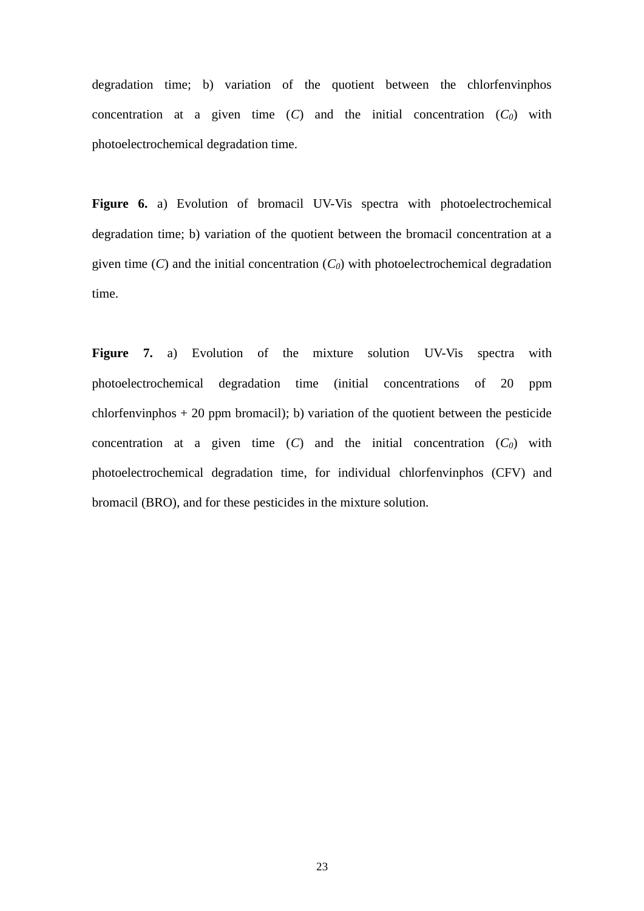degradation time; b) variation of the quotient between the chlorfenvinphos concentration at a given time ($C$) and the initial concentration ($C_0$) with photoelectrochemical degradation time.

**Figure 6.** a) Evolution of bromacil UV-Vis spectra with photoelectrochemical degradation time; b) variation of the quotient between the bromacil concentration at a given time ($C$) and the initial concentration ($C_0$) with photoelectrochemical degradation time.

**Figure 7.** a) Evolution of the mixture solution UV-Vis spectra with photoelectrochemical degradation time (initial concentrations of 20 ppm chlorfenvinphos + 20 ppm bromacil); b) variation of the quotient between the pesticide concentration at a given time ($C$) and the initial concentration ($C_0$) with photoelectrochemical degradation time, for individual chlorfenvinphos (CFV) and bromacil (BRO), and for these pesticides in the mixture solution.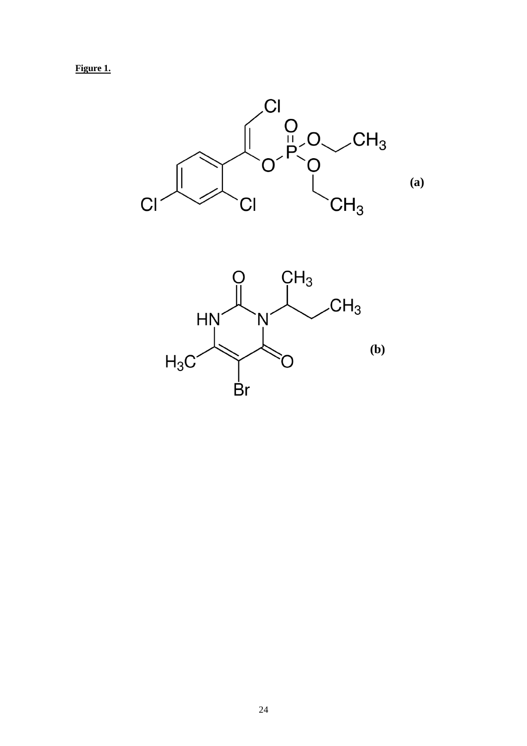**Figure 1.**

(a)

(b)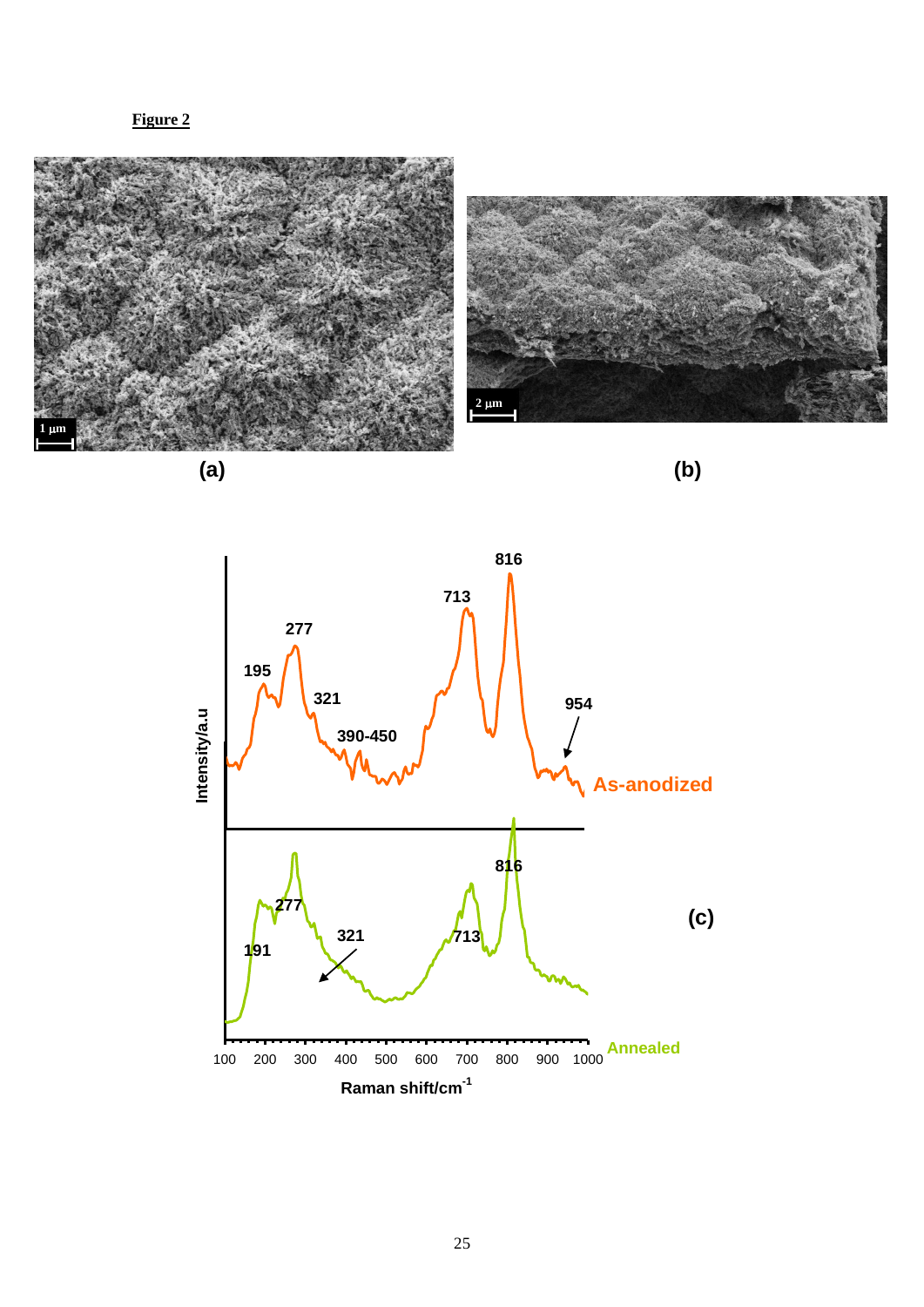**Figure 2**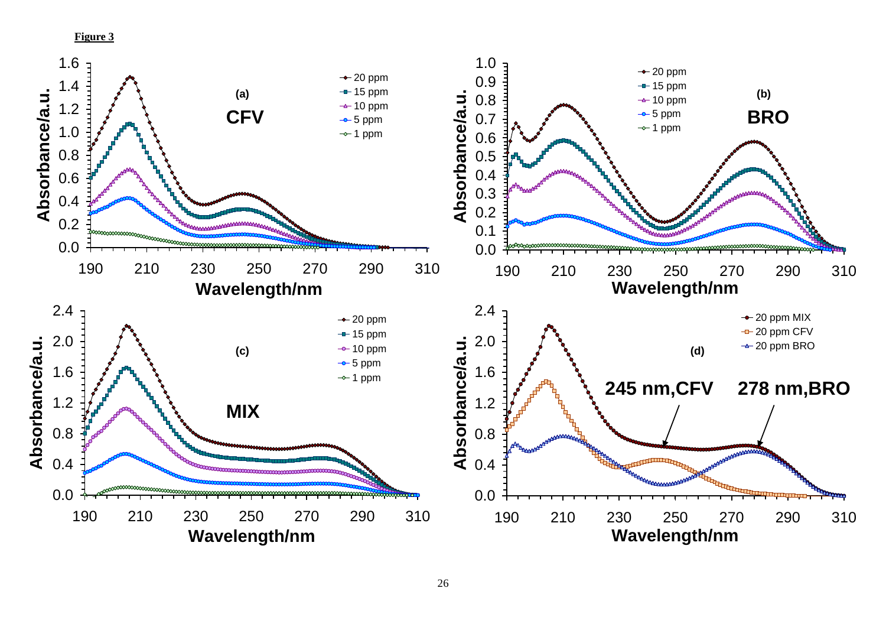**Figure 3**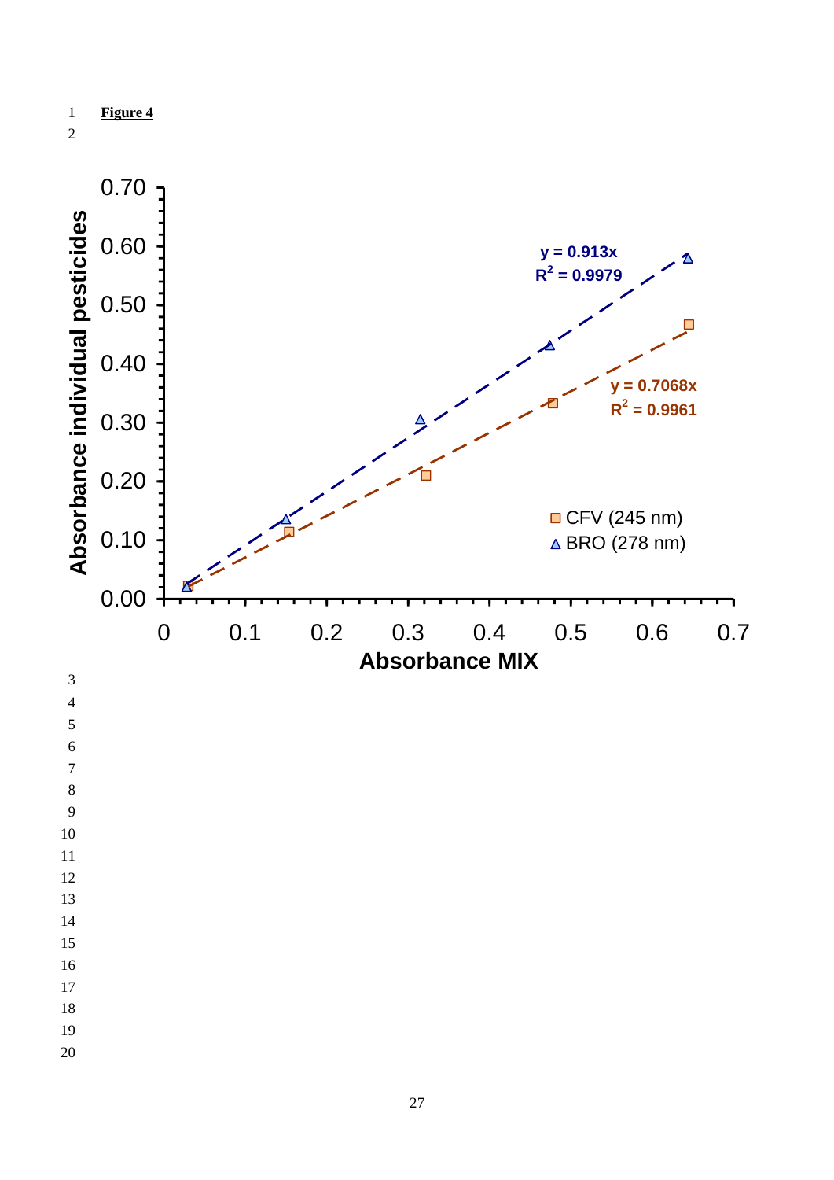**Figure 4**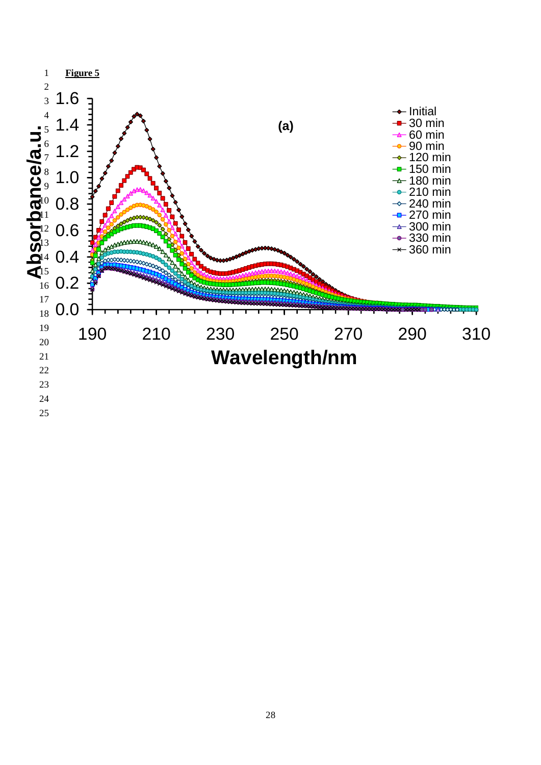**Figure 5**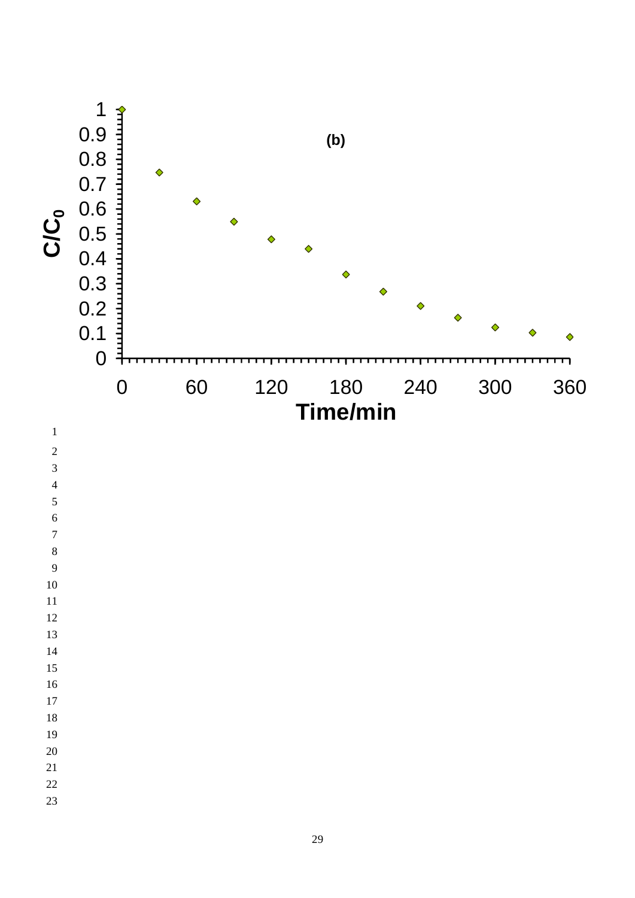(b)

$C/C_0$

Time/min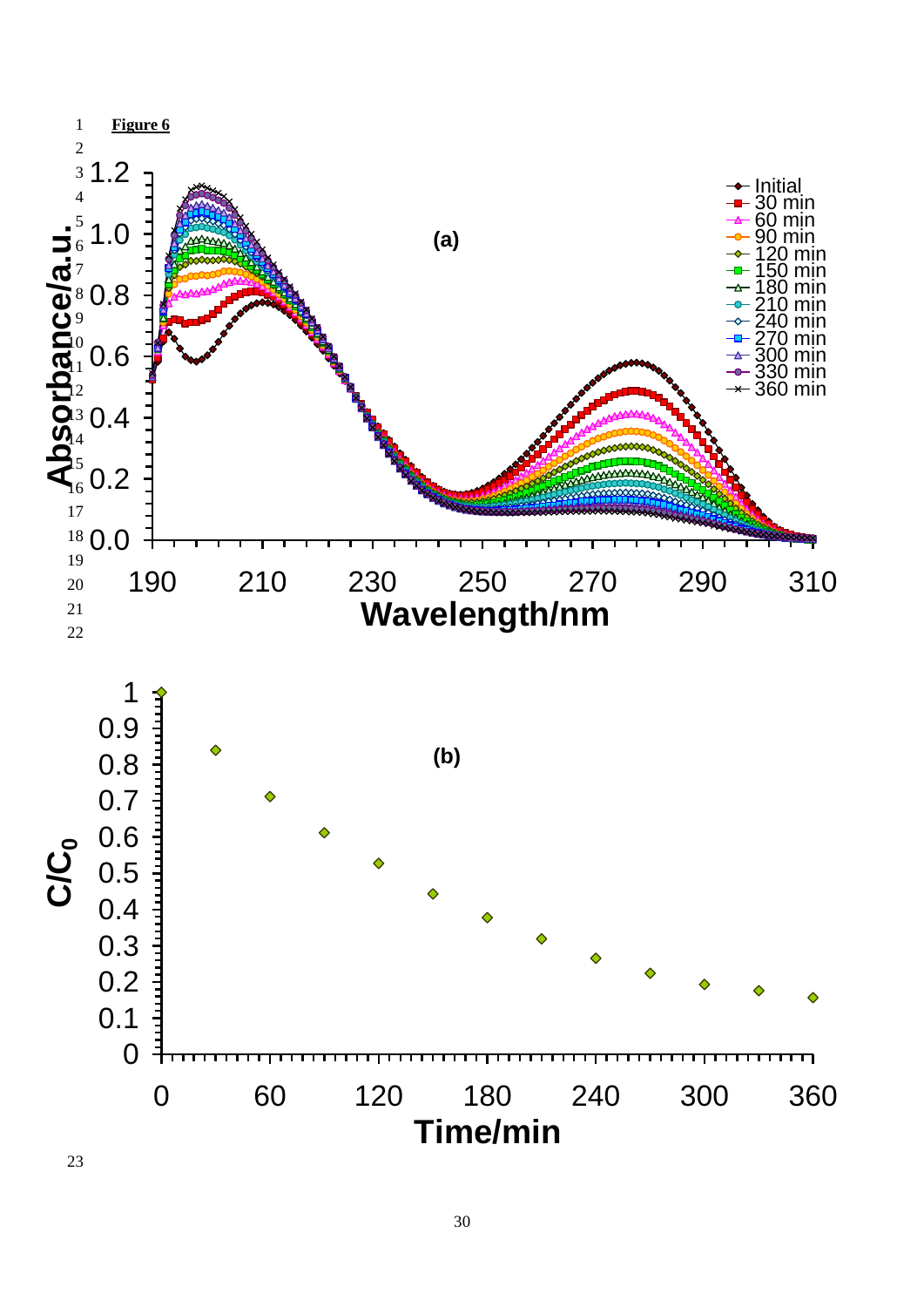**Figure 6**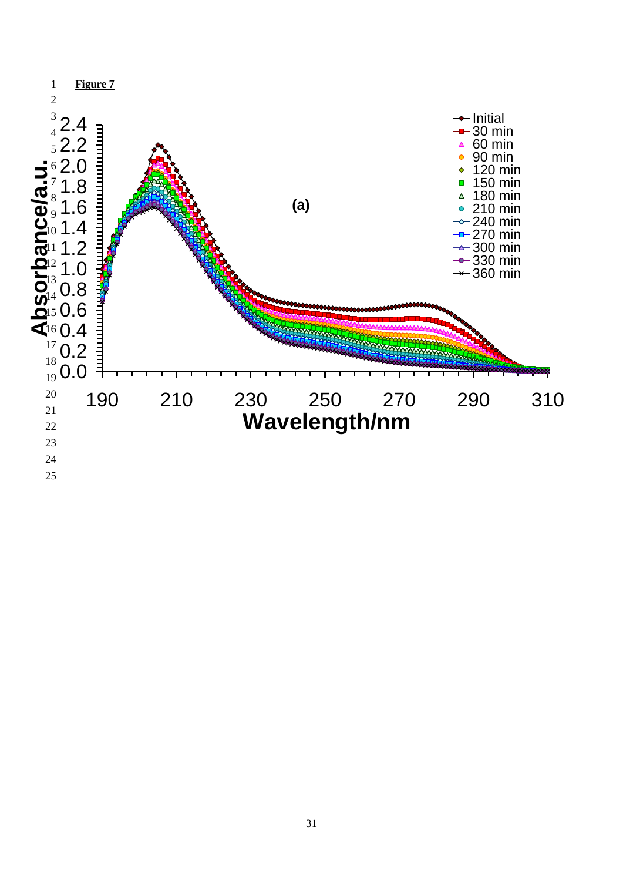**Figure 7**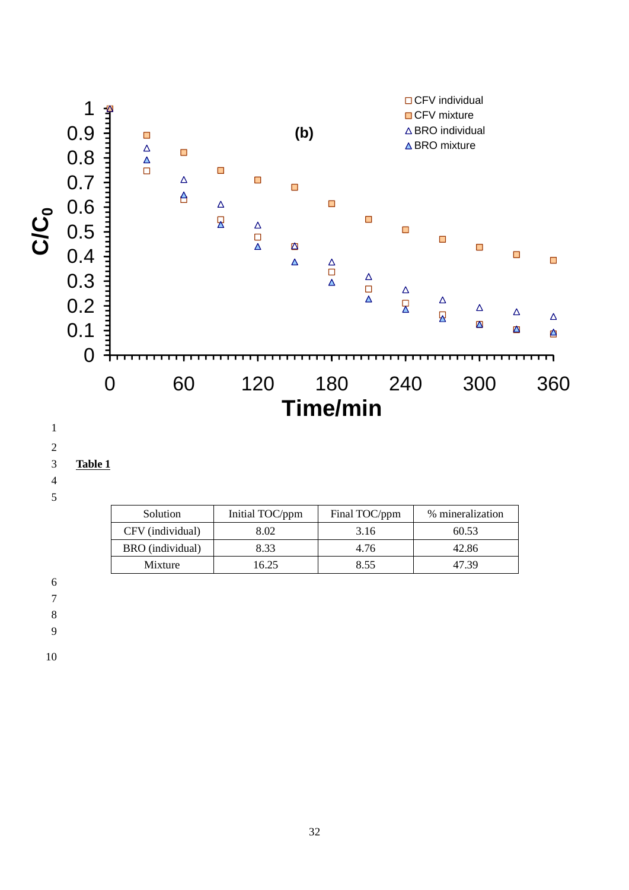(b)

□ CFV individual
■ CFV mixture
△ BRO individual
▲ BRO mixture

$C/C_0$

1
0.9
0.8
0.7
0.6
0.5
0.4
0.3
0.2
0.1
0

0 60 120 180 240 300 360

Time/min

**Table 1**

| Solution | Initial TOC/ppm | Final TOC/ppm | % mineralization |
|---|---|---|---|
| CFV (individual) | 8.02 | 3.16 | 60.53 |
| BRO (individual) | 8.33 | 4.76 | 42.86 |
| Mixture | 16.25 | 8.55 | 47.39 |